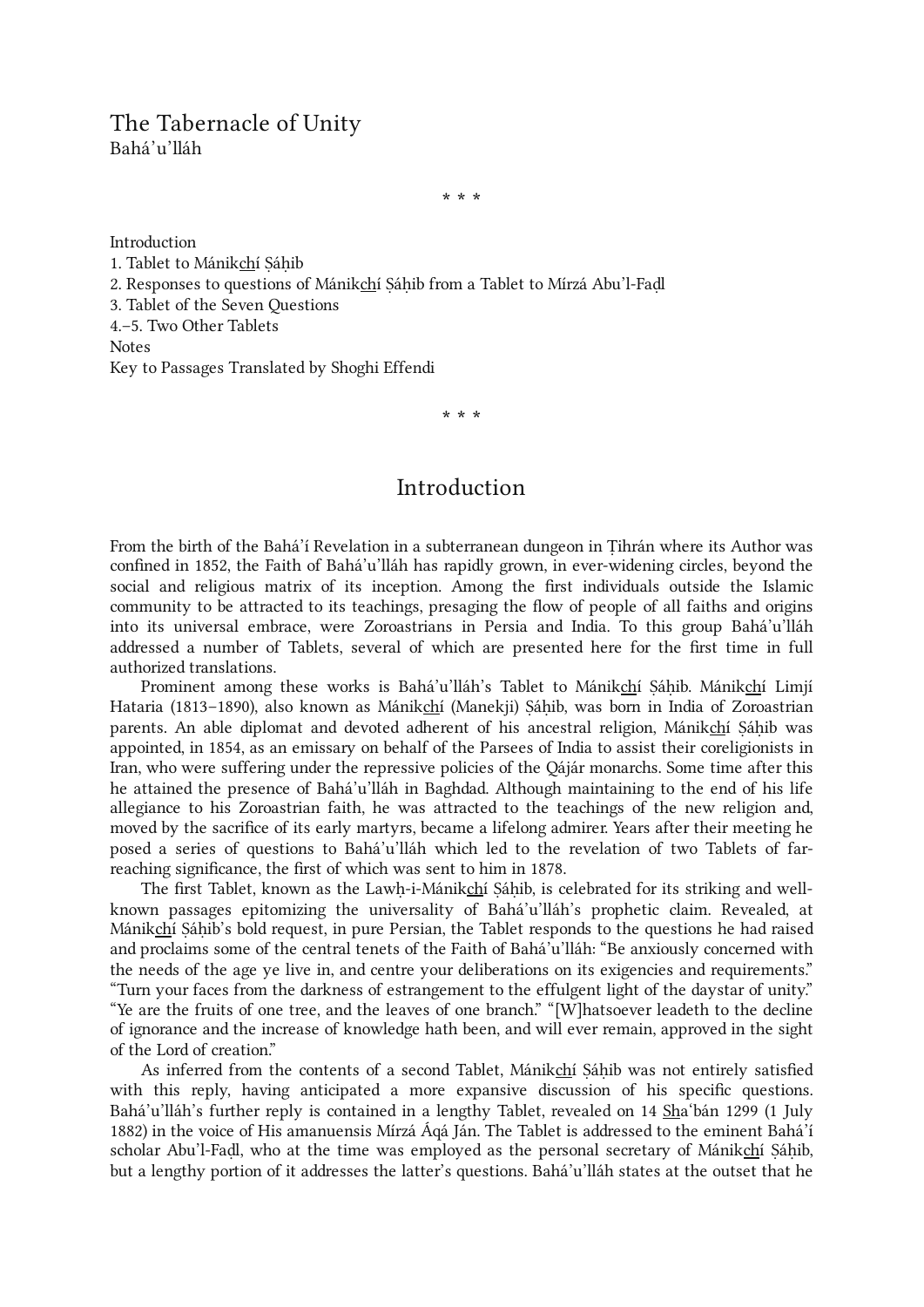# The Tabernacle of Unity
Bahá’u’lláh

\* \* \*

Introduction
1. Tablet to Mánikchí Ṣáḥib
2. Responses to questions of Mánikchí Ṣáḥib from a Tablet to Mírzá Abu’l-Faḍl
3. Tablet of the Seven Questions
4.–5. Two Other Tablets
Notes
Key to Passages Translated by Shoghi Effendi

\* \* \*

## Introduction

From the birth of the Bahá’í Revelation in a subterranean dungeon in Ṭihrán where its Author was confined in 1852, the Faith of Bahá’u’lláh has rapidly grown, in ever-widening circles, beyond the social and religious matrix of its inception. Among the first individuals outside the Islamic community to be attracted to its teachings, presaging the flow of people of all faiths and origins into its universal embrace, were Zoroastrians in Persia and India. To this group Bahá’u’lláh addressed a number of Tablets, several of which are presented here for the first time in full authorized translations.

Prominent among these works is Bahá’u’lláh’s Tablet to Mánikchí Ṣáḥib. Mánikchí Limjí Hataria (1813–1890), also known as Mánikchí (Manekji) Ṣáḥib, was born in India of Zoroastrian parents. An able diplomat and devoted adherent of his ancestral religion, Mánikchí Ṣáḥib was appointed, in 1854, as an emissary on behalf of the Parsees of India to assist their coreligionists in Iran, who were suffering under the repressive policies of the Qájár monarchs. Some time after this he attained the presence of Bahá’u’lláh in Baghdad. Although maintaining to the end of his life allegiance to his Zoroastrian faith, he was attracted to the teachings of the new religion and, moved by the sacrifice of its early martyrs, became a lifelong admirer. Years after their meeting he posed a series of questions to Bahá’u’lláh which led to the revelation of two Tablets of far-reaching significance, the first of which was sent to him in 1878.

The first Tablet, known as the Lawḥ-i-Mánikchí Ṣáḥib, is celebrated for its striking and well-known passages epitomizing the universality of Bahá’u’lláh’s prophetic claim. Revealed, at Mánikchí Ṣáḥib’s bold request, in pure Persian, the Tablet responds to the questions he had raised and proclaims some of the central tenets of the Faith of Bahá’u’lláh: “Be anxiously concerned with the needs of the age ye live in, and centre your deliberations on its exigencies and requirements.” “Turn your faces from the darkness of estrangement to the effulgent light of the daystar of unity.” “Ye are the fruits of one tree, and the leaves of one branch.” “[W]hatsoever leadeth to the decline of ignorance and the increase of knowledge hath been, and will ever remain, approved in the sight of the Lord of creation.”

As inferred from the contents of a second Tablet, Mánikchí Ṣáḥib was not entirely satisfied with this reply, having anticipated a more expansive discussion of his specific questions. Bahá’u’lláh’s further reply is contained in a lengthy Tablet, revealed on 14 Sha‘bán 1299 (1 July 1882) in the voice of His amanuensis Mírzá Áqá Ján. The Tablet is addressed to the eminent Bahá’í scholar Abu’l-Faḍl, who at the time was employed as the personal secretary of Mánikchí Ṣáḥib, but a lengthy portion of it addresses the latter’s questions. Bahá’u’lláh states at the outset that he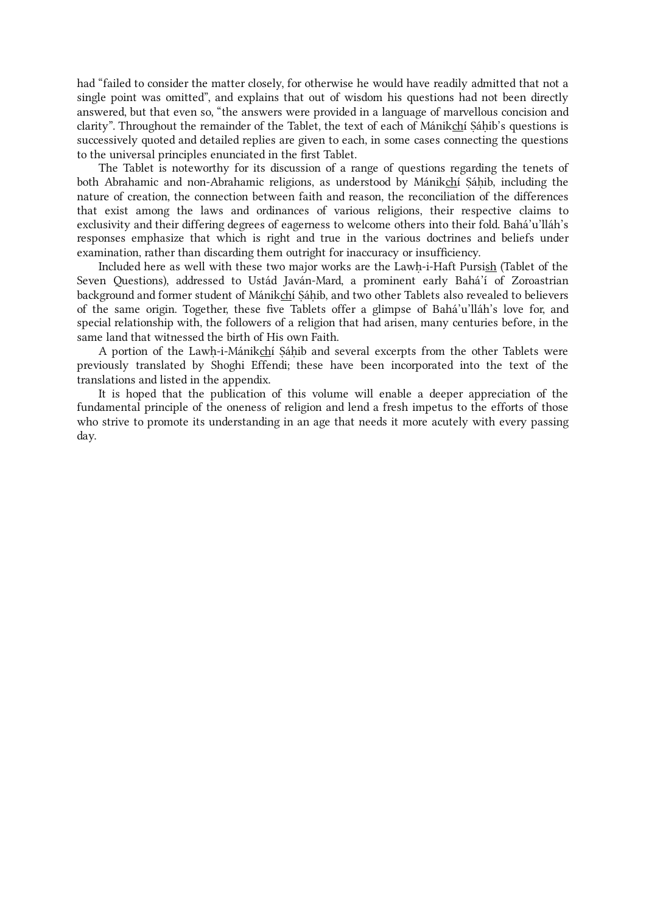had "failed to consider the matter closely, for otherwise he would have readily admitted that not a single point was omitted", and explains that out of wisdom his questions had not been directly answered, but that even so, "the answers were provided in a language of marvellous concision and clarity". Throughout the remainder of the Tablet, the text of each of Mánikchí Ṣáḥib's questions is successively quoted and detailed replies are given to each, in some cases connecting the questions to the universal principles enunciated in the first Tablet.

The Tablet is noteworthy for its discussion of a range of questions regarding the tenets of both Abrahamic and non-Abrahamic religions, as understood by Mánikchí Ṣáḥib, including the nature of creation, the connection between faith and reason, the reconciliation of the differences that exist among the laws and ordinances of various religions, their respective claims to exclusivity and their differing degrees of eagerness to welcome others into their fold. Bahá'u'lláh's responses emphasize that which is right and true in the various doctrines and beliefs under examination, rather than discarding them outright for inaccuracy or insufficiency.

Included here as well with these two major works are the Lawḥ-i-Haft Pursish (Tablet of the Seven Questions), addressed to Ustád Javán-Mard, a prominent early Bahá'í of Zoroastrian background and former student of Mánikchí Ṣáḥib, and two other Tablets also revealed to believers of the same origin. Together, these five Tablets offer a glimpse of Bahá'u'lláh's love for, and special relationship with, the followers of a religion that had arisen, many centuries before, in the same land that witnessed the birth of His own Faith.

A portion of the Lawḥ-i-Mánikchí Ṣáḥib and several excerpts from the other Tablets were previously translated by Shoghi Effendi; these have been incorporated into the text of the translations and listed in the appendix.

It is hoped that the publication of this volume will enable a deeper appreciation of the fundamental principle of the oneness of religion and lend a fresh impetus to the efforts of those who strive to promote its understanding in an age that needs it more acutely with every passing day.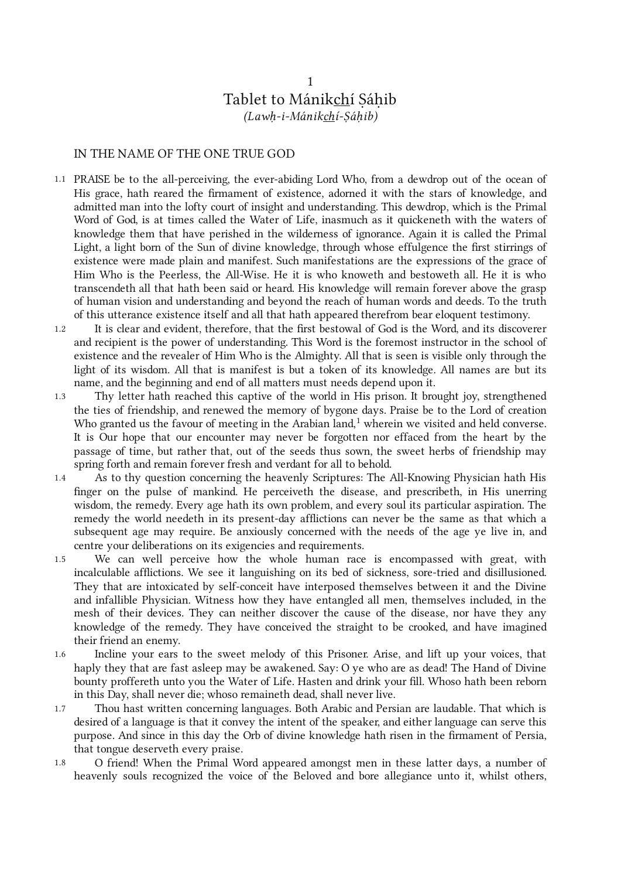# 1
# Tablet to Mánikchí Ṣáḥib
*(Lawḥ-i-Mánikchí-Ṣáḥib)*

IN THE NAME OF THE ONE TRUE GOD

1.1 PRAISE be to the all-perceiving, the ever-abiding Lord Who, from a dewdrop out of the ocean of His grace, hath reared the firmament of existence, adorned it with the stars of knowledge, and admitted man into the lofty court of insight and understanding. This dewdrop, which is the Primal Word of God, is at times called the Water of Life, inasmuch as it quickeneth with the waters of knowledge them that have perished in the wilderness of ignorance. Again it is called the Primal Light, a light born of the Sun of divine knowledge, through whose effulgence the first stirrings of existence were made plain and manifest. Such manifestations are the expressions of the grace of Him Who is the Peerless, the All-Wise. He it is who knoweth and bestoweth all. He it is who transcendeth all that hath been said or heard. His knowledge will remain forever above the grasp of human vision and understanding and beyond the reach of human words and deeds. To the truth of this utterance existence itself and all that hath appeared therefrom bear eloquent testimony.

1.2 It is clear and evident, therefore, that the first bestowal of God is the Word, and its discoverer and recipient is the power of understanding. This Word is the foremost instructor in the school of existence and the revealer of Him Who is the Almighty. All that is seen is visible only through the light of its wisdom. All that is manifest is but a token of its knowledge. All names are but its name, and the beginning and end of all matters must needs depend upon it.

1.3 Thy letter hath reached this captive of the world in His prison. It brought joy, strengthened the ties of friendship, and renewed the memory of bygone days. Praise be to the Lord of creation Who granted us the favour of meeting in the Arabian land,[1] wherein we visited and held converse. It is Our hope that our encounter may never be forgotten nor effaced from the heart by the passage of time, but rather that, out of the seeds thus sown, the sweet herbs of friendship may spring forth and remain forever fresh and verdant for all to behold.

1.4 As to thy question concerning the heavenly Scriptures: The All-Knowing Physician hath His finger on the pulse of mankind. He perceiveth the disease, and prescribeth, in His unerring wisdom, the remedy. Every age hath its own problem, and every soul its particular aspiration. The remedy the world needeth in its present-day afflictions can never be the same as that which a subsequent age may require. Be anxiously concerned with the needs of the age ye live in, and centre your deliberations on its exigencies and requirements.

1.5 We can well perceive how the whole human race is encompassed with great, with incalculable afflictions. We see it languishing on its bed of sickness, sore-tried and disillusioned. They that are intoxicated by self-conceit have interposed themselves between it and the Divine and infallible Physician. Witness how they have entangled all men, themselves included, in the mesh of their devices. They can neither discover the cause of the disease, nor have they any knowledge of the remedy. They have conceived the straight to be crooked, and have imagined their friend an enemy.

1.6 Incline your ears to the sweet melody of this Prisoner. Arise, and lift up your voices, that haply they that are fast asleep may be awakened. Say: O ye who are as dead! The Hand of Divine bounty proffereth unto you the Water of Life. Hasten and drink your fill. Whoso hath been reborn in this Day, shall never die; whoso remaineth dead, shall never live.

1.7 Thou hast written concerning languages. Both Arabic and Persian are laudable. That which is desired of a language is that it convey the intent of the speaker, and either language can serve this purpose. And since in this day the Orb of divine knowledge hath risen in the firmament of Persia, that tongue deserveth every praise.

1.8 O friend! When the Primal Word appeared amongst men in these latter days, a number of heavenly souls recognized the voice of the Beloved and bore allegiance unto it, whilst others,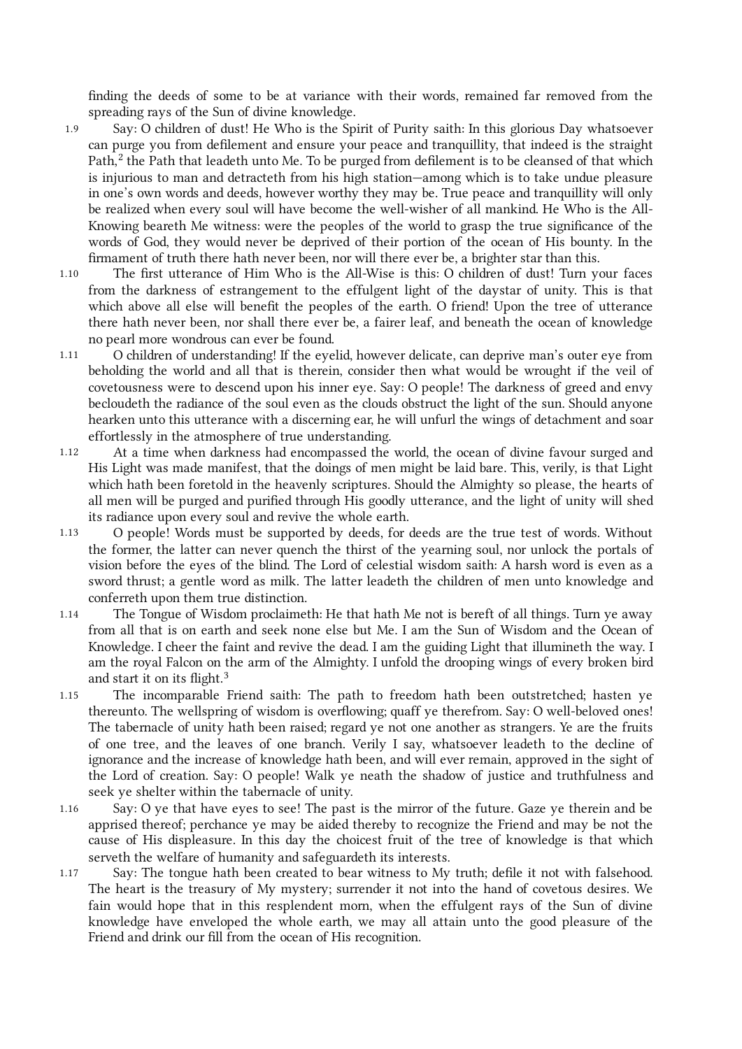finding the deeds of some to be at variance with their words, remained far removed from the spreading rays of the Sun of divine knowledge.

1.9 Say: O children of dust! He Who is the Spirit of Purity saith: In this glorious Day whatsoever can purge you from defilement and ensure your peace and tranquillity, that indeed is the straight Path,[2] the Path that leadeth unto Me. To be purged from defilement is to be cleansed of that which is injurious to man and detracteth from his high station—among which is to take undue pleasure in one's own words and deeds, however worthy they may be. True peace and tranquillity will only be realized when every soul will have become the well-wisher of all mankind. He Who is the All-Knowing beareth Me witness: were the peoples of the world to grasp the true significance of the words of God, they would never be deprived of their portion of the ocean of His bounty. In the firmament of truth there hath never been, nor will there ever be, a brighter star than this.

1.10 The first utterance of Him Who is the All-Wise is this: O children of dust! Turn your faces from the darkness of estrangement to the effulgent light of the daystar of unity. This is that which above all else will benefit the peoples of the earth. O friend! Upon the tree of utterance there hath never been, nor shall there ever be, a fairer leaf, and beneath the ocean of knowledge no pearl more wondrous can ever be found.

1.11 O children of understanding! If the eyelid, however delicate, can deprive man's outer eye from beholding the world and all that is therein, consider then what would be wrought if the veil of covetousness were to descend upon his inner eye. Say: O people! The darkness of greed and envy becloudeth the radiance of the soul even as the clouds obstruct the light of the sun. Should anyone hearken unto this utterance with a discerning ear, he will unfurl the wings of detachment and soar effortlessly in the atmosphere of true understanding.

1.12 At a time when darkness had encompassed the world, the ocean of divine favour surged and His Light was made manifest, that the doings of men might be laid bare. This, verily, is that Light which hath been foretold in the heavenly scriptures. Should the Almighty so please, the hearts of all men will be purged and purified through His goodly utterance, and the light of unity will shed its radiance upon every soul and revive the whole earth.

1.13 O people! Words must be supported by deeds, for deeds are the true test of words. Without the former, the latter can never quench the thirst of the yearning soul, nor unlock the portals of vision before the eyes of the blind. The Lord of celestial wisdom saith: A harsh word is even as a sword thrust; a gentle word as milk. The latter leadeth the children of men unto knowledge and conferreth upon them true distinction.

1.14 The Tongue of Wisdom proclaimeth: He that hath Me not is bereft of all things. Turn ye away from all that is on earth and seek none else but Me. I am the Sun of Wisdom and the Ocean of Knowledge. I cheer the faint and revive the dead. I am the guiding Light that illumineth the way. I am the royal Falcon on the arm of the Almighty. I unfold the drooping wings of every broken bird and start it on its flight.[3]

1.15 The incomparable Friend saith: The path to freedom hath been outstretched; hasten ye thereunto. The wellspring of wisdom is overflowing; quaff ye therefrom. Say: O well-beloved ones! The tabernacle of unity hath been raised; regard ye not one another as strangers. Ye are the fruits of one tree, and the leaves of one branch. Verily I say, whatsoever leadeth to the decline of ignorance and the increase of knowledge hath been, and will ever remain, approved in the sight of the Lord of creation. Say: O people! Walk ye neath the shadow of justice and truthfulness and seek ye shelter within the tabernacle of unity.

1.16 Say: O ye that have eyes to see! The past is the mirror of the future. Gaze ye therein and be apprised thereof; perchance ye may be aided thereby to recognize the Friend and may be not the cause of His displeasure. In this day the choicest fruit of the tree of knowledge is that which serveth the welfare of humanity and safeguardeth its interests.

1.17 Say: The tongue hath been created to bear witness to My truth; defile it not with falsehood. The heart is the treasury of My mystery; surrender it not into the hand of covetous desires. We fain would hope that in this resplendent morn, when the effulgent rays of the Sun of divine knowledge have enveloped the whole earth, we may all attain unto the good pleasure of the Friend and drink our fill from the ocean of His recognition.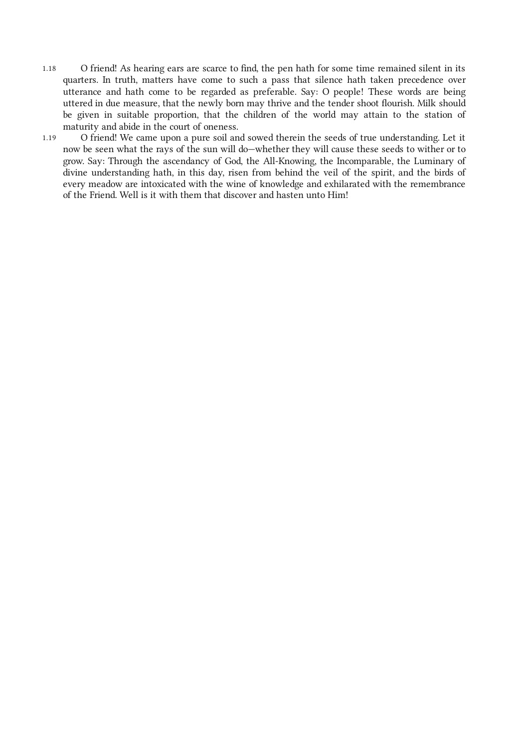1.18 O friend! As hearing ears are scarce to find, the pen hath for some time remained silent in its quarters. In truth, matters have come to such a pass that silence hath taken precedence over utterance and hath come to be regarded as preferable. Say: O people! These words are being uttered in due measure, that the newly born may thrive and the tender shoot flourish. Milk should be given in suitable proportion, that the children of the world may attain to the station of maturity and abide in the court of oneness.

1.19 O friend! We came upon a pure soil and sowed therein the seeds of true understanding. Let it now be seen what the rays of the sun will do—whether they will cause these seeds to wither or to grow. Say: Through the ascendancy of God, the All-Knowing, the Incomparable, the Luminary of divine understanding hath, in this day, risen from behind the veil of the spirit, and the birds of every meadow are intoxicated with the wine of knowledge and exhilarated with the remembrance of the Friend. Well is it with them that discover and hasten unto Him!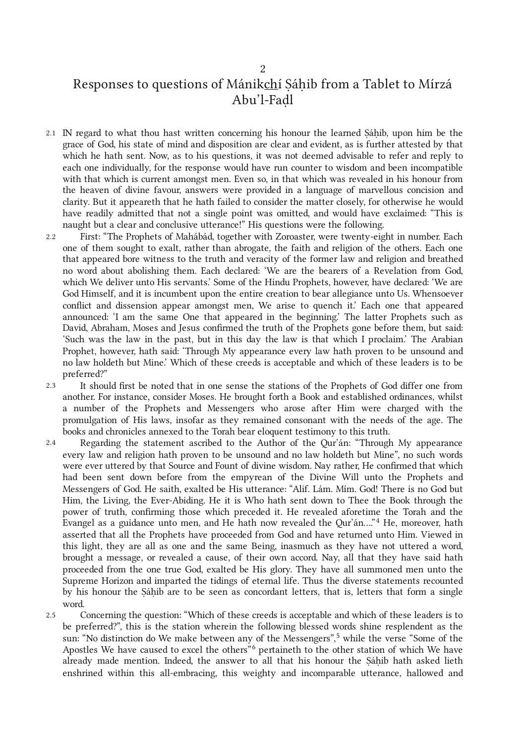## 2

# Responses to questions of Mánikc͟hí Ṣáḥib from a Tablet to Mírzá Abu'l-Faḍl

2.1 IN regard to what thou hast written concerning his honour the learned Ṣáḥib, upon him be the grace of God, his state of mind and disposition are clear and evident, as is further attested by that which he hath sent. Now, as to his questions, it was not deemed advisable to refer and reply to each one individually, for the response would have run counter to wisdom and been incompatible with that which is current amongst men. Even so, in that which was revealed in his honour from the heaven of divine favour, answers were provided in a language of marvellous concision and clarity. But it appeareth that he hath failed to consider the matter closely, for otherwise he would have readily admitted that not a single point was omitted, and would have exclaimed: "This is naught but a clear and conclusive utterance!" His questions were the following.

2.2 First: "The Prophets of Mahábád, together with Zoroaster, were twenty-eight in number. Each one of them sought to exalt, rather than abrogate, the faith and religion of the others. Each one that appeared bore witness to the truth and veracity of the former law and religion and breathed no word about abolishing them. Each declared: 'We are the bearers of a Revelation from God, which We deliver unto His servants.' Some of the Hindu Prophets, however, have declared: 'We are God Himself, and it is incumbent upon the entire creation to bear allegiance unto Us. Whensoever conflict and dissension appear amongst men, We arise to quench it.' Each one that appeared announced: 'I am the same One that appeared in the beginning.' The latter Prophets such as David, Abraham, Moses and Jesus confirmed the truth of the Prophets gone before them, but said: 'Such was the law in the past, but in this day the law is that which I proclaim.' The Arabian Prophet, however, hath said: 'Through My appearance every law hath proven to be unsound and no law holdeth but Mine.' Which of these creeds is acceptable and which of these leaders is to be preferred?"

2.3 It should first be noted that in one sense the stations of the Prophets of God differ one from another. For instance, consider Moses. He brought forth a Book and established ordinances, whilst a number of the Prophets and Messengers who arose after Him were charged with the promulgation of His laws, insofar as they remained consonant with the needs of the age. The books and chronicles annexed to the Torah bear eloquent testimony to this truth.

2.4 Regarding the statement ascribed to the Author of the Qur'án: "Through My appearance every law and religion hath proven to be unsound and no law holdeth but Mine", no such words were ever uttered by that Source and Fount of divine wisdom. Nay rather, He confirmed that which had been sent down before from the empyrean of the Divine Will unto the Prophets and Messengers of God. He saith, exalted be His utterance: "Alif. Lám. Mím. God! There is no God but Him, the Living, the Ever-Abiding. He it is Who hath sent down to Thee the Book through the power of truth, confirming those which preceded it. He revealed aforetime the Torah and the Evangel as a guidance unto men, and He hath now revealed the Qur'án...."[4] He, moreover, hath asserted that all the Prophets have proceeded from God and have returned unto Him. Viewed in this light, they are all as one and the same Being, inasmuch as they have not uttered a word, brought a message, or revealed a cause, of their own accord. Nay, all that they have said hath proceeded from the one true God, exalted be His glory. They have all summoned men unto the Supreme Horizon and imparted the tidings of eternal life. Thus the diverse statements recounted by his honour the Ṣáḥib are to be seen as concordant letters, that is, letters that form a single word.

2.5 Concerning the question: "Which of these creeds is acceptable and which of these leaders is to be preferred?", this is the station wherein the following blessed words shine resplendent as the sun: "No distinction do We make between any of the Messengers",[5] while the verse "Some of the Apostles We have caused to excel the others"[6] pertaineth to the other station of which We have already made mention. Indeed, the answer to all that his honour the Ṣáḥib hath asked lieth enshrined within this all-embracing, this weighty and incomparable utterance, hallowed and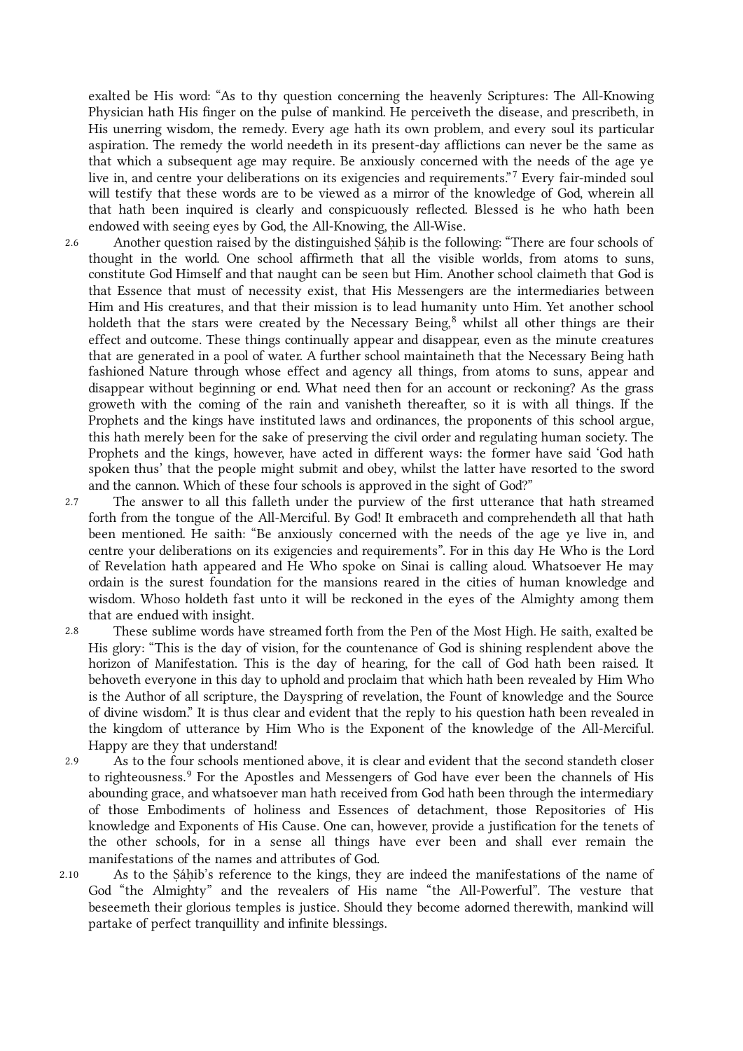exalted be His word: “As to thy question concerning the heavenly Scriptures: The All-Knowing Physician hath His finger on the pulse of mankind. He perceiveth the disease, and prescribeth, in His unerring wisdom, the remedy. Every age hath its own problem, and every soul its particular aspiration. The remedy the world needeth in its present-day afflictions can never be the same as that which a subsequent age may require. Be anxiously concerned with the needs of the age ye live in, and centre your deliberations on its exigencies and requirements.”[7] Every fair-minded soul will testify that these words are to be viewed as a mirror of the knowledge of God, wherein all that hath been inquired is clearly and conspicuously reflected. Blessed is he who hath been endowed with seeing eyes by God, the All-Knowing, the All-Wise.

2.6 Another question raised by the distinguished Ṣáḥib is the following: “There are four schools of thought in the world. One school affirmeth that all the visible worlds, from atoms to suns, constitute God Himself and that naught can be seen but Him. Another school claimeth that God is that Essence that must of necessity exist, that His Messengers are the intermediaries between Him and His creatures, and that their mission is to lead humanity unto Him. Yet another school holdeth that the stars were created by the Necessary Being,[8] whilst all other things are their effect and outcome. These things continually appear and disappear, even as the minute creatures that are generated in a pool of water. A further school maintaineth that the Necessary Being hath fashioned Nature through whose effect and agency all things, from atoms to suns, appear and disappear without beginning or end. What need then for an account or reckoning? As the grass groweth with the coming of the rain and vanisheth thereafter, so it is with all things. If the Prophets and the kings have instituted laws and ordinances, the proponents of this school argue, this hath merely been for the sake of preserving the civil order and regulating human society. The Prophets and the kings, however, have acted in different ways: the former have said ‘God hath spoken thus’ that the people might submit and obey, whilst the latter have resorted to the sword and the cannon. Which of these four schools is approved in the sight of God?”

2.7 The answer to all this falleth under the purview of the first utterance that hath streamed forth from the tongue of the All-Merciful. By God! It embraceth and comprehendeth all that hath been mentioned. He saith: “Be anxiously concerned with the needs of the age ye live in, and centre your deliberations on its exigencies and requirements”. For in this day He Who is the Lord of Revelation hath appeared and He Who spoke on Sinai is calling aloud. Whatsoever He may ordain is the surest foundation for the mansions reared in the cities of human knowledge and wisdom. Whoso holdeth fast unto it will be reckoned in the eyes of the Almighty among them that are endued with insight.

2.8 These sublime words have streamed forth from the Pen of the Most High. He saith, exalted be His glory: “This is the day of vision, for the countenance of God is shining resplendent above the horizon of Manifestation. This is the day of hearing, for the call of God hath been raised. It behoveth everyone in this day to uphold and proclaim that which hath been revealed by Him Who is the Author of all scripture, the Dayspring of revelation, the Fount of knowledge and the Source of divine wisdom.” It is thus clear and evident that the reply to his question hath been revealed in the kingdom of utterance by Him Who is the Exponent of the knowledge of the All-Merciful. Happy are they that understand!

2.9 As to the four schools mentioned above, it is clear and evident that the second standeth closer to righteousness.[9] For the Apostles and Messengers of God have ever been the channels of His abounding grace, and whatsoever man hath received from God hath been through the intermediary of those Embodiments of holiness and Essences of detachment, those Repositories of His knowledge and Exponents of His Cause. One can, however, provide a justification for the tenets of the other schools, for in a sense all things have ever been and shall ever remain the manifestations of the names and attributes of God.

2.10 As to the Ṣáḥib’s reference to the kings, they are indeed the manifestations of the name of God “the Almighty” and the revealers of His name “the All-Powerful”. The vesture that beseemeth their glorious temples is justice. Should they become adorned therewith, mankind will partake of perfect tranquillity and infinite blessings.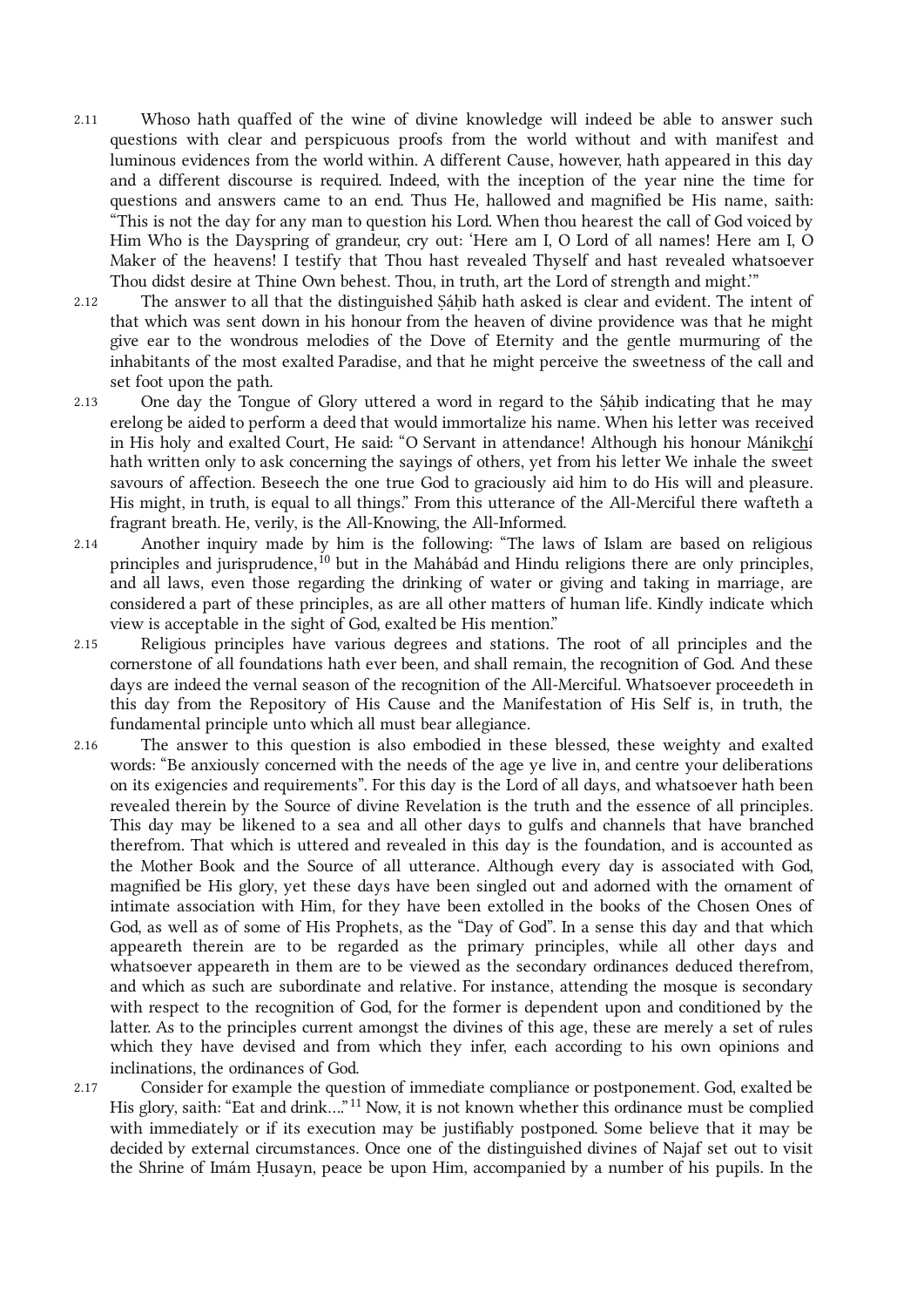2.11 Whoso hath quaffed of the wine of divine knowledge will indeed be able to answer such questions with clear and perspicuous proofs from the world without and with manifest and luminous evidences from the world within. A different Cause, however, hath appeared in this day and a different discourse is required. Indeed, with the inception of the year nine the time for questions and answers came to an end. Thus He, hallowed and magnified be His name, saith: "This is not the day for any man to question his Lord. When thou hearest the call of God voiced by Him Who is the Dayspring of grandeur, cry out: 'Here am I, O Lord of all names! Here am I, O Maker of the heavens! I testify that Thou hast revealed Thyself and hast revealed whatsoever Thou didst desire at Thine Own behest. Thou, in truth, art the Lord of strength and might.'"

2.12 The answer to all that the distinguished Ṣáḥib hath asked is clear and evident. The intent of that which was sent down in his honour from the heaven of divine providence was that he might give ear to the wondrous melodies of the Dove of Eternity and the gentle murmuring of the inhabitants of the most exalted Paradise, and that he might perceive the sweetness of the call and set foot upon the path.

2.13 One day the Tongue of Glory uttered a word in regard to the Ṣáḥib indicating that he may erelong be aided to perform a deed that would immortalize his name. When his letter was received in His holy and exalted Court, He said: "O Servant in attendance! Although his honour Mánikchí hath written only to ask concerning the sayings of others, yet from his letter We inhale the sweet savours of affection. Beseech the one true God to graciously aid him to do His will and pleasure. His might, in truth, is equal to all things." From this utterance of the All-Merciful there wafteth a fragrant breath. He, verily, is the All-Knowing, the All-Informed.

2.14 Another inquiry made by him is the following: "The laws of Islam are based on religious principles and jurisprudence,[10] but in the Mahábád and Hindu religions there are only principles, and all laws, even those regarding the drinking of water or giving and taking in marriage, are considered a part of these principles, as are all other matters of human life. Kindly indicate which view is acceptable in the sight of God, exalted be His mention."

2.15 Religious principles have various degrees and stations. The root of all principles and the cornerstone of all foundations hath ever been, and shall remain, the recognition of God. And these days are indeed the vernal season of the recognition of the All-Merciful. Whatsoever proceedeth in this day from the Repository of His Cause and the Manifestation of His Self is, in truth, the fundamental principle unto which all must bear allegiance.

2.16 The answer to this question is also embodied in these blessed, these weighty and exalted words: "Be anxiously concerned with the needs of the age ye live in, and centre your deliberations on its exigencies and requirements". For this day is the Lord of all days, and whatsoever hath been revealed therein by the Source of divine Revelation is the truth and the essence of all principles. This day may be likened to a sea and all other days to gulfs and channels that have branched therefrom. That which is uttered and revealed in this day is the foundation, and is accounted as the Mother Book and the Source of all utterance. Although every day is associated with God, magnified be His glory, yet these days have been singled out and adorned with the ornament of intimate association with Him, for they have been extolled in the books of the Chosen Ones of God, as well as of some of His Prophets, as the "Day of God". In a sense this day and that which appeareth therein are to be regarded as the primary principles, while all other days and whatsoever appeareth in them are to be viewed as the secondary ordinances deduced therefrom, and which as such are subordinate and relative. For instance, attending the mosque is secondary with respect to the recognition of God, for the former is dependent upon and conditioned by the latter. As to the principles current amongst the divines of this age, these are merely a set of rules which they have devised and from which they infer, each according to his own opinions and inclinations, the ordinances of God.

2.17 Consider for example the question of immediate compliance or postponement. God, exalted be His glory, saith: "Eat and drink…."[11] Now, it is not known whether this ordinance must be complied with immediately or if its execution may be justifiably postponed. Some believe that it may be decided by external circumstances. Once one of the distinguished divines of Najaf set out to visit the Shrine of Imám Ḥusayn, peace be upon Him, accompanied by a number of his pupils. In the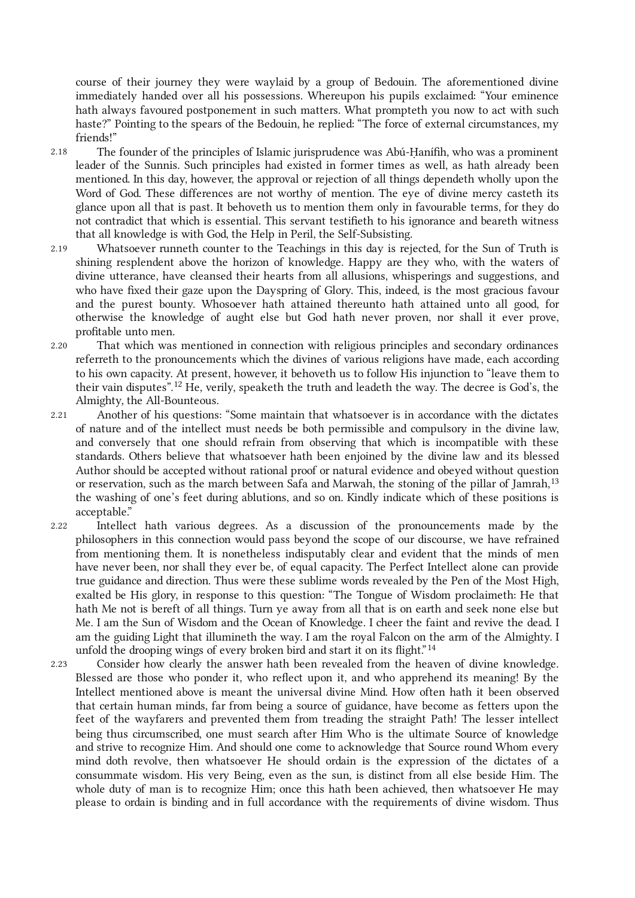course of their journey they were waylaid by a group of Bedouin. The aforementioned divine immediately handed over all his possessions. Whereupon his pupils exclaimed: "Your eminence hath always favoured postponement in such matters. What prompteth you now to act with such haste?" Pointing to the spears of the Bedouin, he replied: "The force of external circumstances, my friends!"

2.18 The founder of the principles of Islamic jurisprudence was Abú-Ḥanífih, who was a prominent leader of the Sunnis. Such principles had existed in former times as well, as hath already been mentioned. In this day, however, the approval or rejection of all things dependeth wholly upon the Word of God. These differences are not worthy of mention. The eye of divine mercy casteth its glance upon all that is past. It behoveth us to mention them only in favourable terms, for they do not contradict that which is essential. This servant testifieth to his ignorance and beareth witness that all knowledge is with God, the Help in Peril, the Self-Subsisting.

2.19 Whatsoever runneth counter to the Teachings in this day is rejected, for the Sun of Truth is shining resplendent above the horizon of knowledge. Happy are they who, with the waters of divine utterance, have cleansed their hearts from all allusions, whisperings and suggestions, and who have fixed their gaze upon the Dayspring of Glory. This, indeed, is the most gracious favour and the purest bounty. Whosoever hath attained thereunto hath attained unto all good, for otherwise the knowledge of aught else but God hath never proven, nor shall it ever prove, profitable unto men.

2.20 That which was mentioned in connection with religious principles and secondary ordinances referreth to the pronouncements which the divines of various religions have made, each according to his own capacity. At present, however, it behoveth us to follow His injunction to "leave them to their vain disputes".[12] He, verily, speaketh the truth and leadeth the way. The decree is God's, the Almighty, the All-Bounteous.

2.21 Another of his questions: "Some maintain that whatsoever is in accordance with the dictates of nature and of the intellect must needs be both permissible and compulsory in the divine law, and conversely that one should refrain from observing that which is incompatible with these standards. Others believe that whatsoever hath been enjoined by the divine law and its blessed Author should be accepted without rational proof or natural evidence and obeyed without question or reservation, such as the march between Safa and Marwah, the stoning of the pillar of Jamrah,[13] the washing of one's feet during ablutions, and so on. Kindly indicate which of these positions is acceptable."

2.22 Intellect hath various degrees. As a discussion of the pronouncements made by the philosophers in this connection would pass beyond the scope of our discourse, we have refrained from mentioning them. It is nonetheless indisputably clear and evident that the minds of men have never been, nor shall they ever be, of equal capacity. The Perfect Intellect alone can provide true guidance and direction. Thus were these sublime words revealed by the Pen of the Most High, exalted be His glory, in response to this question: "The Tongue of Wisdom proclaimeth: He that hath Me not is bereft of all things. Turn ye away from all that is on earth and seek none else but Me. I am the Sun of Wisdom and the Ocean of Knowledge. I cheer the faint and revive the dead. I am the guiding Light that illumineth the way. I am the royal Falcon on the arm of the Almighty. I unfold the drooping wings of every broken bird and start it on its flight."[14]

2.23 Consider how clearly the answer hath been revealed from the heaven of divine knowledge. Blessed are those who ponder it, who reflect upon it, and who apprehend its meaning! By the Intellect mentioned above is meant the universal divine Mind. How often hath it been observed that certain human minds, far from being a source of guidance, have become as fetters upon the feet of the wayfarers and prevented them from treading the straight Path! The lesser intellect being thus circumscribed, one must search after Him Who is the ultimate Source of knowledge and strive to recognize Him. And should one come to acknowledge that Source round Whom every mind doth revolve, then whatsoever He should ordain is the expression of the dictates of a consummate wisdom. His very Being, even as the sun, is distinct from all else beside Him. The whole duty of man is to recognize Him; once this hath been achieved, then whatsoever He may please to ordain is binding and in full accordance with the requirements of divine wisdom. Thus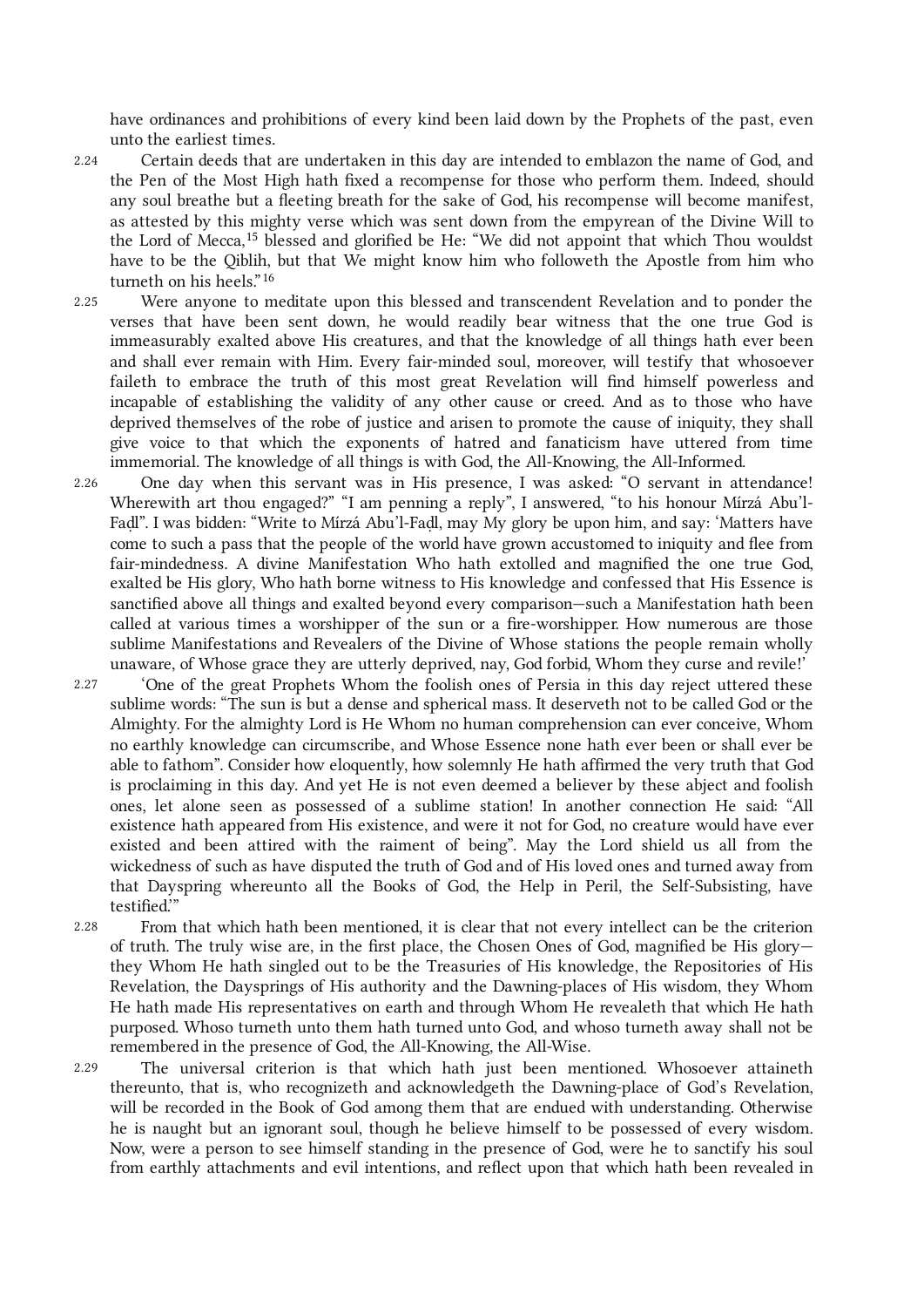have ordinances and prohibitions of every kind been laid down by the Prophets of the past, even unto the earliest times.

2.24 Certain deeds that are undertaken in this day are intended to emblazon the name of God, and the Pen of the Most High hath fixed a recompense for those who perform them. Indeed, should any soul breathe but a fleeting breath for the sake of God, his recompense will become manifest, as attested by this mighty verse which was sent down from the empyrean of the Divine Will to the Lord of Mecca,[15] blessed and glorified be He: "We did not appoint that which Thou wouldst have to be the Qiblih, but that We might know him who followeth the Apostle from him who turneth on his heels."[16]

2.25 Were anyone to meditate upon this blessed and transcendent Revelation and to ponder the verses that have been sent down, he would readily bear witness that the one true God is immeasurably exalted above His creatures, and that the knowledge of all things hath ever been and shall ever remain with Him. Every fair-minded soul, moreover, will testify that whosoever faileth to embrace the truth of this most great Revelation will find himself powerless and incapable of establishing the validity of any other cause or creed. And as to those who have deprived themselves of the robe of justice and arisen to promote the cause of iniquity, they shall give voice to that which the exponents of hatred and fanaticism have uttered from time immemorial. The knowledge of all things is with God, the All-Knowing, the All-Informed.

2.26 One day when this servant was in His presence, I was asked: "O servant in attendance! Wherewith art thou engaged?" "I am penning a reply", I answered, "to his honour Mírzá Abu'l-Faḍl". I was bidden: "Write to Mírzá Abu'l-Faḍl, may My glory be upon him, and say: 'Matters have come to such a pass that the people of the world have grown accustomed to iniquity and flee from fair-mindedness. A divine Manifestation Who hath extolled and magnified the one true God, exalted be His glory, Who hath borne witness to His knowledge and confessed that His Essence is sanctified above all things and exalted beyond every comparison—such a Manifestation hath been called at various times a worshipper of the sun or a fire-worshipper. How numerous are those sublime Manifestations and Revealers of the Divine of Whose stations the people remain wholly unaware, of Whose grace they are utterly deprived, nay, God forbid, Whom they curse and revile!'

2.27 'One of the great Prophets Whom the foolish ones of Persia in this day reject uttered these sublime words: "The sun is but a dense and spherical mass. It deserveth not to be called God or the Almighty. For the almighty Lord is He Whom no human comprehension can ever conceive, Whom no earthly knowledge can circumscribe, and Whose Essence none hath ever been or shall ever be able to fathom". Consider how eloquently, how solemnly He hath affirmed the very truth that God is proclaiming in this day. And yet He is not even deemed a believer by these abject and foolish ones, let alone seen as possessed of a sublime station! In another connection He said: "All existence hath appeared from His existence, and were it not for God, no creature would have ever existed and been attired with the raiment of being". May the Lord shield us all from the wickedness of such as have disputed the truth of God and of His loved ones and turned away from that Dayspring whereunto all the Books of God, the Help in Peril, the Self-Subsisting, have testified.'"

2.28 From that which hath been mentioned, it is clear that not every intellect can be the criterion of truth. The truly wise are, in the first place, the Chosen Ones of God, magnified be His glory—they Whom He hath singled out to be the Treasuries of His knowledge, the Repositories of His Revelation, the Daysprings of His authority and the Dawning-places of His wisdom, they Whom He hath made His representatives on earth and through Whom He revealeth that which He hath purposed. Whoso turneth unto them hath turned unto God, and whoso turneth away shall not be remembered in the presence of God, the All-Knowing, the All-Wise.

2.29 The universal criterion is that which hath just been mentioned. Whosoever attaineth thereunto, that is, who recognizeth and acknowledgeth the Dawning-place of God's Revelation, will be recorded in the Book of God among them that are endued with understanding. Otherwise he is naught but an ignorant soul, though he believe himself to be possessed of every wisdom. Now, were a person to see himself standing in the presence of God, were he to sanctify his soul from earthly attachments and evil intentions, and reflect upon that which hath been revealed in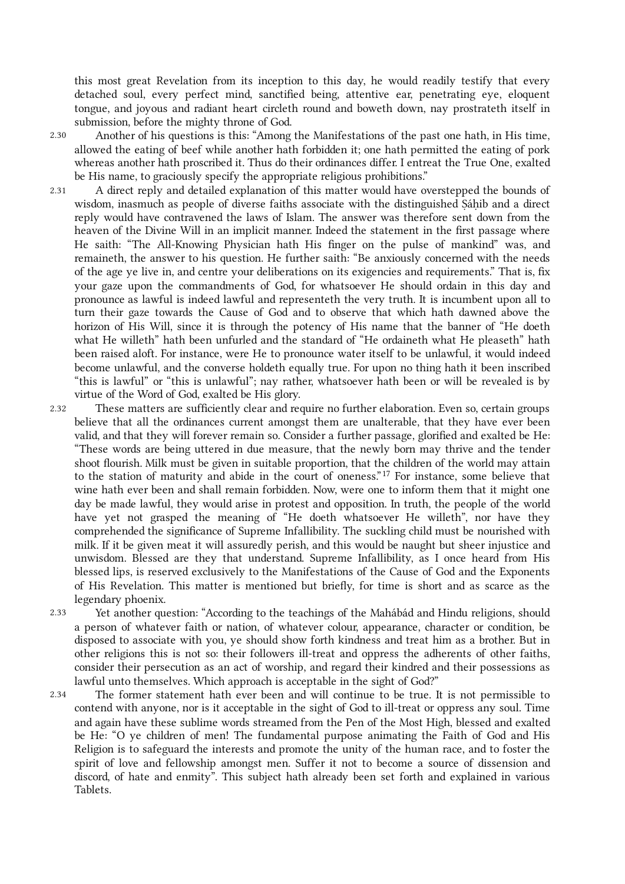this most great Revelation from its inception to this day, he would readily testify that every detached soul, every perfect mind, sanctified being, attentive ear, penetrating eye, eloquent tongue, and joyous and radiant heart circleth round and boweth down, nay prostrateth itself in submission, before the mighty throne of God.

2.30 Another of his questions is this: "Among the Manifestations of the past one hath, in His time, allowed the eating of beef while another hath forbidden it; one hath permitted the eating of pork whereas another hath proscribed it. Thus do their ordinances differ. I entreat the True One, exalted be His name, to graciously specify the appropriate religious prohibitions."

2.31 A direct reply and detailed explanation of this matter would have overstepped the bounds of wisdom, inasmuch as people of diverse faiths associate with the distinguished Ṣáḥib and a direct reply would have contravened the laws of Islam. The answer was therefore sent down from the heaven of the Divine Will in an implicit manner. Indeed the statement in the first passage where He saith: "The All-Knowing Physician hath His finger on the pulse of mankind" was, and remaineth, the answer to his question. He further saith: "Be anxiously concerned with the needs of the age ye live in, and centre your deliberations on its exigencies and requirements." That is, fix your gaze upon the commandments of God, for whatsoever He should ordain in this day and pronounce as lawful is indeed lawful and representeth the very truth. It is incumbent upon all to turn their gaze towards the Cause of God and to observe that which hath dawned above the horizon of His Will, since it is through the potency of His name that the banner of "He doeth what He willeth" hath been unfurled and the standard of "He ordaineth what He pleaseth" hath been raised aloft. For instance, were He to pronounce water itself to be unlawful, it would indeed become unlawful, and the converse holdeth equally true. For upon no thing hath it been inscribed "this is lawful" or "this is unlawful"; nay rather, whatsoever hath been or will be revealed is by virtue of the Word of God, exalted be His glory.

2.32 These matters are sufficiently clear and require no further elaboration. Even so, certain groups believe that all the ordinances current amongst them are unalterable, that they have ever been valid, and that they will forever remain so. Consider a further passage, glorified and exalted be He: "These words are being uttered in due measure, that the newly born may thrive and the tender shoot flourish. Milk must be given in suitable proportion, that the children of the world may attain to the station of maturity and abide in the court of oneness."[17] For instance, some believe that wine hath ever been and shall remain forbidden. Now, were one to inform them that it might one day be made lawful, they would arise in protest and opposition. In truth, the people of the world have yet not grasped the meaning of "He doeth whatsoever He willeth", nor have they comprehended the significance of Supreme Infallibility. The suckling child must be nourished with milk. If it be given meat it will assuredly perish, and this would be naught but sheer injustice and unwisdom. Blessed are they that understand. Supreme Infallibility, as I once heard from His blessed lips, is reserved exclusively to the Manifestations of the Cause of God and the Exponents of His Revelation. This matter is mentioned but briefly, for time is short and as scarce as the legendary phoenix.

2.33 Yet another question: "According to the teachings of the Mahábád and Hindu religions, should a person of whatever faith or nation, of whatever colour, appearance, character or condition, be disposed to associate with you, ye should show forth kindness and treat him as a brother. But in other religions this is not so: their followers ill-treat and oppress the adherents of other faiths, consider their persecution as an act of worship, and regard their kindred and their possessions as lawful unto themselves. Which approach is acceptable in the sight of God?"

2.34 The former statement hath ever been and will continue to be true. It is not permissible to contend with anyone, nor is it acceptable in the sight of God to ill-treat or oppress any soul. Time and again have these sublime words streamed from the Pen of the Most High, blessed and exalted be He: "O ye children of men! The fundamental purpose animating the Faith of God and His Religion is to safeguard the interests and promote the unity of the human race, and to foster the spirit of love and fellowship amongst men. Suffer it not to become a source of dissension and discord, of hate and enmity". This subject hath already been set forth and explained in various Tablets.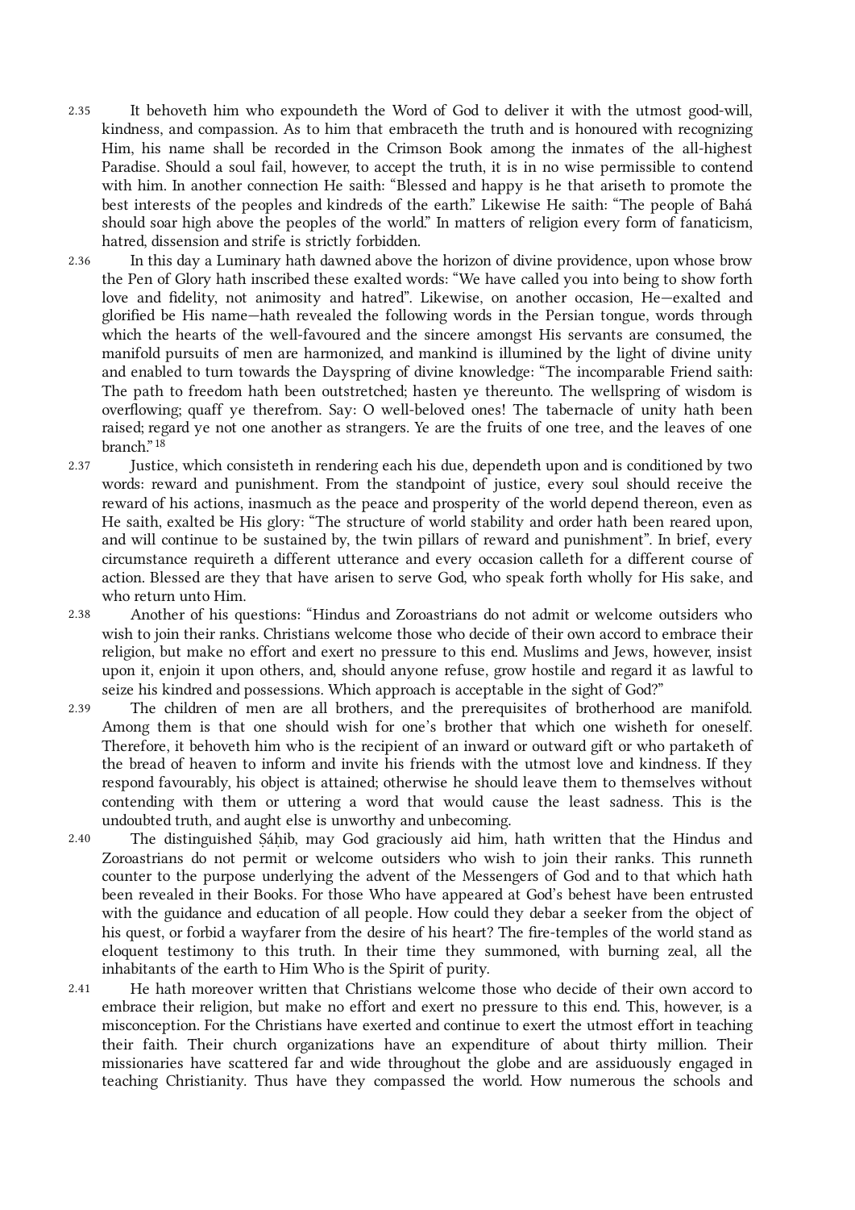2.35 It behoveth him who expoundeth the Word of God to deliver it with the utmost good-will, kindness, and compassion. As to him that embraceth the truth and is honoured with recognizing Him, his name shall be recorded in the Crimson Book among the inmates of the all-highest Paradise. Should a soul fail, however, to accept the truth, it is in no wise permissible to contend with him. In another connection He saith: "Blessed and happy is he that ariseth to promote the best interests of the peoples and kindreds of the earth." Likewise He saith: "The people of Bahá should soar high above the peoples of the world." In matters of religion every form of fanaticism, hatred, dissension and strife is strictly forbidden.

2.36 In this day a Luminary hath dawned above the horizon of divine providence, upon whose brow the Pen of Glory hath inscribed these exalted words: "We have called you into being to show forth love and fidelity, not animosity and hatred". Likewise, on another occasion, He—exalted and glorified be His name—hath revealed the following words in the Persian tongue, words through which the hearts of the well-favoured and the sincere amongst His servants are consumed, the manifold pursuits of men are harmonized, and mankind is illumined by the light of divine unity and enabled to turn towards the Dayspring of divine knowledge: "The incomparable Friend saith: The path to freedom hath been outstretched; hasten ye thereunto. The wellspring of wisdom is overflowing; quaff ye therefrom. Say: O well-beloved ones! The tabernacle of unity hath been raised; regard ye not one another as strangers. Ye are the fruits of one tree, and the leaves of one branch."[18]

2.37 Justice, which consisteth in rendering each his due, dependeth upon and is conditioned by two words: reward and punishment. From the standpoint of justice, every soul should receive the reward of his actions, inasmuch as the peace and prosperity of the world depend thereon, even as He saith, exalted be His glory: "The structure of world stability and order hath been reared upon, and will continue to be sustained by, the twin pillars of reward and punishment". In brief, every circumstance requireth a different utterance and every occasion calleth for a different course of action. Blessed are they that have arisen to serve God, who speak forth wholly for His sake, and who return unto Him.

2.38 Another of his questions: "Hindus and Zoroastrians do not admit or welcome outsiders who wish to join their ranks. Christians welcome those who decide of their own accord to embrace their religion, but make no effort and exert no pressure to this end. Muslims and Jews, however, insist upon it, enjoin it upon others, and, should anyone refuse, grow hostile and regard it as lawful to seize his kindred and possessions. Which approach is acceptable in the sight of God?"

2.39 The children of men are all brothers, and the prerequisites of brotherhood are manifold. Among them is that one should wish for one's brother that which one wisheth for oneself. Therefore, it behoveth him who is the recipient of an inward or outward gift or who partaketh of the bread of heaven to inform and invite his friends with the utmost love and kindness. If they respond favourably, his object is attained; otherwise he should leave them to themselves without contending with them or uttering a word that would cause the least sadness. This is the undoubted truth, and aught else is unworthy and unbecoming.

2.40 The distinguished Ṣáḥib, may God graciously aid him, hath written that the Hindus and Zoroastrians do not permit or welcome outsiders who wish to join their ranks. This runneth counter to the purpose underlying the advent of the Messengers of God and to that which hath been revealed in their Books. For those Who have appeared at God's behest have been entrusted with the guidance and education of all people. How could they debar a seeker from the object of his quest, or forbid a wayfarer from the desire of his heart? The fire-temples of the world stand as eloquent testimony to this truth. In their time they summoned, with burning zeal, all the inhabitants of the earth to Him Who is the Spirit of purity.

2.41 He hath moreover written that Christians welcome those who decide of their own accord to embrace their religion, but make no effort and exert no pressure to this end. This, however, is a misconception. For the Christians have exerted and continue to exert the utmost effort in teaching their faith. Their church organizations have an expenditure of about thirty million. Their missionaries have scattered far and wide throughout the globe and are assiduously engaged in teaching Christianity. Thus have they compassed the world. How numerous the schools and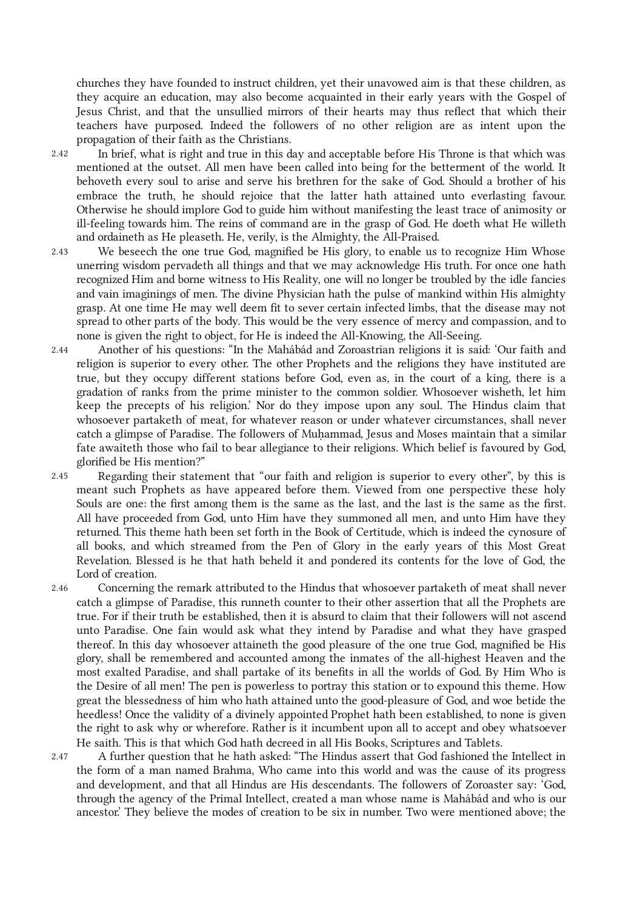churches they have founded to instruct children, yet their unavowed aim is that these children, as they acquire an education, may also become acquainted in their early years with the Gospel of Jesus Christ, and that the unsullied mirrors of their hearts may thus reflect that which their teachers have purposed. Indeed the followers of no other religion are as intent upon the propagation of their faith as the Christians.

2.42 In brief, what is right and true in this day and acceptable before His Throne is that which was mentioned at the outset. All men have been called into being for the betterment of the world. It behoveth every soul to arise and serve his brethren for the sake of God. Should a brother of his embrace the truth, he should rejoice that the latter hath attained unto everlasting favour. Otherwise he should implore God to guide him without manifesting the least trace of animosity or ill-feeling towards him. The reins of command are in the grasp of God. He doeth what He willeth and ordaineth as He pleaseth. He, verily, is the Almighty, the All-Praised.

2.43 We beseech the one true God, magnified be His glory, to enable us to recognize Him Whose unerring wisdom pervadeth all things and that we may acknowledge His truth. For once one hath recognized Him and borne witness to His Reality, one will no longer be troubled by the idle fancies and vain imaginings of men. The divine Physician hath the pulse of mankind within His almighty grasp. At one time He may well deem fit to sever certain infected limbs, that the disease may not spread to other parts of the body. This would be the very essence of mercy and compassion, and to none is given the right to object, for He is indeed the All-Knowing, the All-Seeing.

2.44 Another of his questions: "In the Mahábád and Zoroastrian religions it is said: 'Our faith and religion is superior to every other. The other Prophets and the religions they have instituted are true, but they occupy different stations before God, even as, in the court of a king, there is a gradation of ranks from the prime minister to the common soldier. Whosoever wisheth, let him keep the precepts of his religion.' Nor do they impose upon any soul. The Hindus claim that whosoever partaketh of meat, for whatever reason or under whatever circumstances, shall never catch a glimpse of Paradise. The followers of Muḥammad, Jesus and Moses maintain that a similar fate awaiteth those who fail to bear allegiance to their religions. Which belief is favoured by God, glorified be His mention?"

2.45 Regarding their statement that "our faith and religion is superior to every other", by this is meant such Prophets as have appeared before them. Viewed from one perspective these holy Souls are one: the first among them is the same as the last, and the last is the same as the first. All have proceeded from God, unto Him have they summoned all men, and unto Him have they returned. This theme hath been set forth in the Book of Certitude, which is indeed the cynosure of all books, and which streamed from the Pen of Glory in the early years of this Most Great Revelation. Blessed is he that hath beheld it and pondered its contents for the love of God, the Lord of creation.

2.46 Concerning the remark attributed to the Hindus that whosoever partaketh of meat shall never catch a glimpse of Paradise, this runneth counter to their other assertion that all the Prophets are true. For if their truth be established, then it is absurd to claim that their followers will not ascend unto Paradise. One fain would ask what they intend by Paradise and what they have grasped thereof. In this day whosoever attaineth the good pleasure of the one true God, magnified be His glory, shall be remembered and accounted among the inmates of the all-highest Heaven and the most exalted Paradise, and shall partake of its benefits in all the worlds of God. By Him Who is the Desire of all men! The pen is powerless to portray this station or to expound this theme. How great the blessedness of him who hath attained unto the good-pleasure of God, and woe betide the heedless! Once the validity of a divinely appointed Prophet hath been established, to none is given the right to ask why or wherefore. Rather is it incumbent upon all to accept and obey whatsoever He saith. This is that which God hath decreed in all His Books, Scriptures and Tablets.

2.47 A further question that he hath asked: "The Hindus assert that God fashioned the Intellect in the form of a man named Brahma, Who came into this world and was the cause of its progress and development, and that all Hindus are His descendants. The followers of Zoroaster say: 'God, through the agency of the Primal Intellect, created a man whose name is Mahábád and who is our ancestor.' They believe the modes of creation to be six in number. Two were mentioned above; the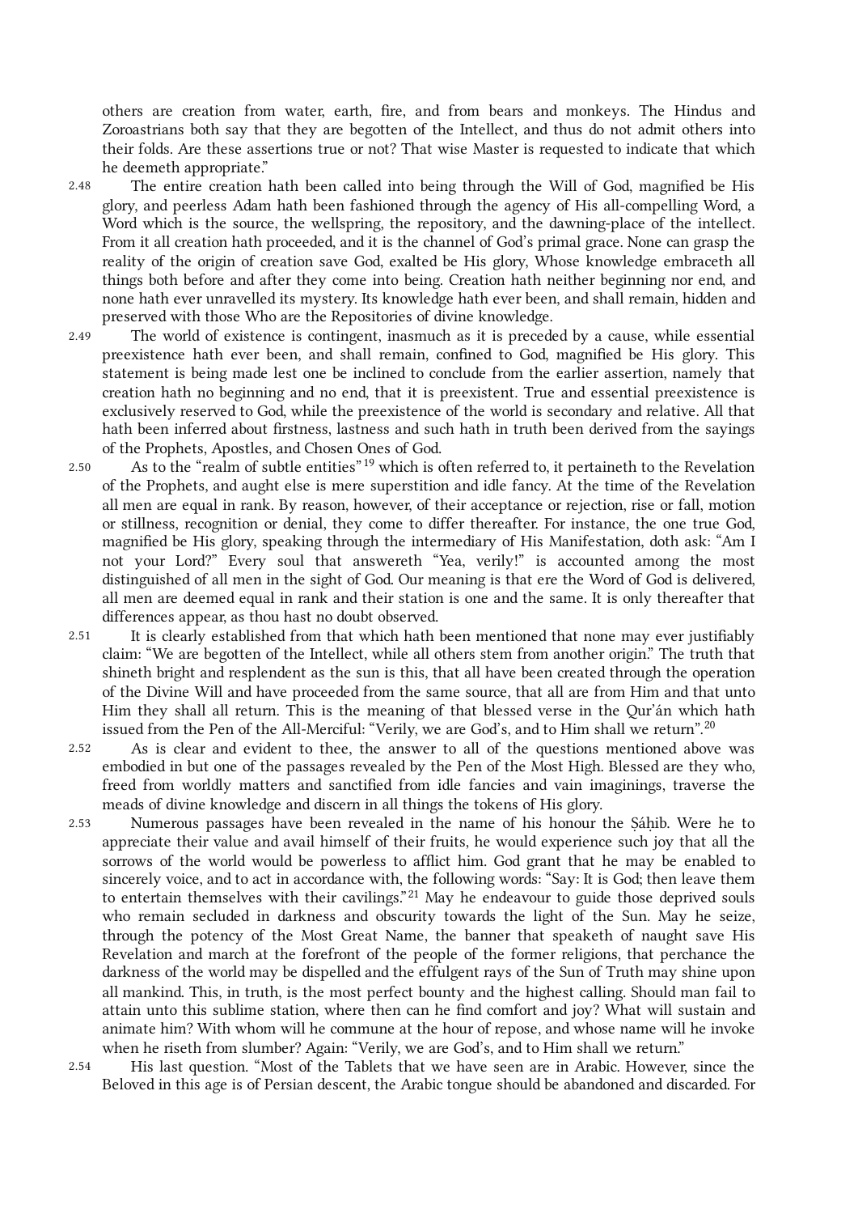others are creation from water, earth, fire, and from bears and monkeys. The Hindus and Zoroastrians both say that they are begotten of the Intellect, and thus do not admit others into their folds. Are these assertions true or not? That wise Master is requested to indicate that which he deemeth appropriate."

2.48 The entire creation hath been called into being through the Will of God, magnified be His glory, and peerless Adam hath been fashioned through the agency of His all-compelling Word, a Word which is the source, the wellspring, the repository, and the dawning-place of the intellect. From it all creation hath proceeded, and it is the channel of God's primal grace. None can grasp the reality of the origin of creation save God, exalted be His glory, Whose knowledge embraceth all things both before and after they come into being. Creation hath neither beginning nor end, and none hath ever unravelled its mystery. Its knowledge hath ever been, and shall remain, hidden and preserved with those Who are the Repositories of divine knowledge.

2.49 The world of existence is contingent, inasmuch as it is preceded by a cause, while essential preexistence hath ever been, and shall remain, confined to God, magnified be His glory. This statement is being made lest one be inclined to conclude from the earlier assertion, namely that creation hath no beginning and no end, that it is preexistent. True and essential preexistence is exclusively reserved to God, while the preexistence of the world is secondary and relative. All that hath been inferred about firstness, lastness and such hath in truth been derived from the sayings of the Prophets, Apostles, and Chosen Ones of God.

2.50 As to the "realm of subtle entities"[19] which is often referred to, it pertaineth to the Revelation of the Prophets, and aught else is mere superstition and idle fancy. At the time of the Revelation all men are equal in rank. By reason, however, of their acceptance or rejection, rise or fall, motion or stillness, recognition or denial, they come to differ thereafter. For instance, the one true God, magnified be His glory, speaking through the intermediary of His Manifestation, doth ask: "Am I not your Lord?" Every soul that answereth "Yea, verily!" is accounted among the most distinguished of all men in the sight of God. Our meaning is that ere the Word of God is delivered, all men are deemed equal in rank and their station is one and the same. It is only thereafter that differences appear, as thou hast no doubt observed.

2.51 It is clearly established from that which hath been mentioned that none may ever justifiably claim: "We are begotten of the Intellect, while all others stem from another origin." The truth that shineth bright and resplendent as the sun is this, that all have been created through the operation of the Divine Will and have proceeded from the same source, that all are from Him and that unto Him they shall all return. This is the meaning of that blessed verse in the Qur'án which hath issued from the Pen of the All-Merciful: "Verily, we are God's, and to Him shall we return".[20]

2.52 As is clear and evident to thee, the answer to all of the questions mentioned above was embodied in but one of the passages revealed by the Pen of the Most High. Blessed are they who, freed from worldly matters and sanctified from idle fancies and vain imaginings, traverse the meads of divine knowledge and discern in all things the tokens of His glory.

2.53 Numerous passages have been revealed in the name of his honour the Ṣáḥib. Were he to appreciate their value and avail himself of their fruits, he would experience such joy that all the sorrows of the world would be powerless to afflict him. God grant that he may be enabled to sincerely voice, and to act in accordance with, the following words: "Say: It is God; then leave them to entertain themselves with their cavilings."[21] May he endeavour to guide those deprived souls who remain secluded in darkness and obscurity towards the light of the Sun. May he seize, through the potency of the Most Great Name, the banner that speaketh of naught save His Revelation and march at the forefront of the people of the former religions, that perchance the darkness of the world may be dispelled and the effulgent rays of the Sun of Truth may shine upon all mankind. This, in truth, is the most perfect bounty and the highest calling. Should man fail to attain unto this sublime station, where then can he find comfort and joy? What will sustain and animate him? With whom will he commune at the hour of repose, and whose name will he invoke when he riseth from slumber? Again: "Verily, we are God's, and to Him shall we return."

2.54 His last question. "Most of the Tablets that we have seen are in Arabic. However, since the Beloved in this age is of Persian descent, the Arabic tongue should be abandoned and discarded. For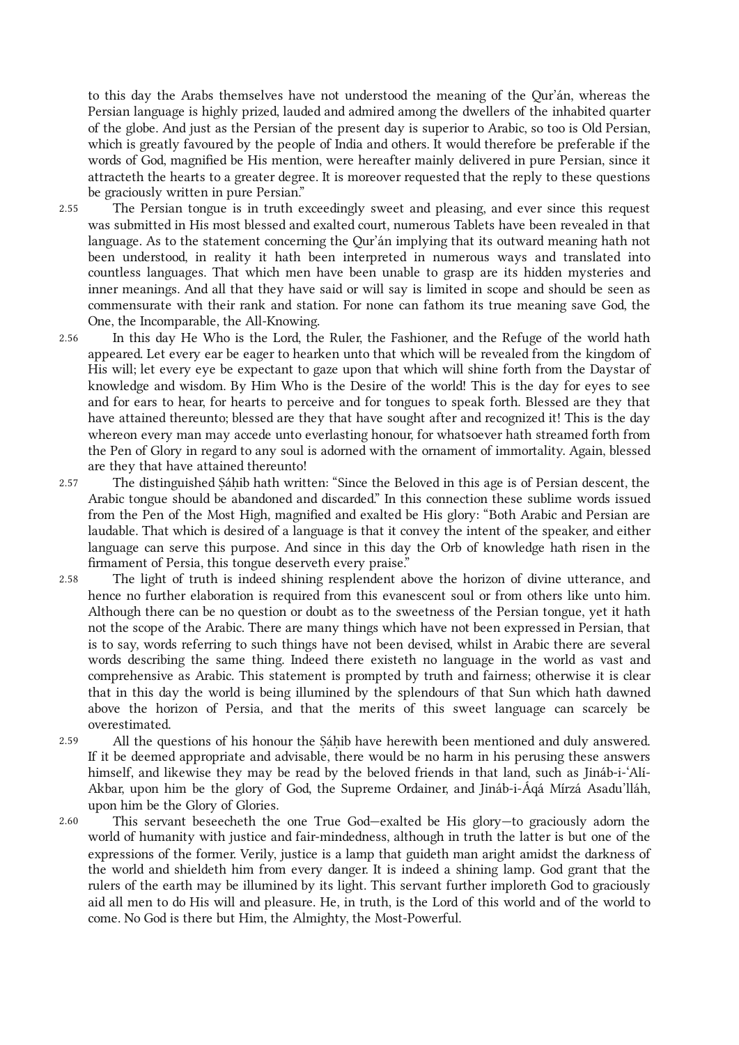to this day the Arabs themselves have not understood the meaning of the Qur'án, whereas the Persian language is highly prized, lauded and admired among the dwellers of the inhabited quarter of the globe. And just as the Persian of the present day is superior to Arabic, so too is Old Persian, which is greatly favoured by the people of India and others. It would therefore be preferable if the words of God, magnified be His mention, were hereafter mainly delivered in pure Persian, since it attracteth the hearts to a greater degree. It is moreover requested that the reply to these questions be graciously written in pure Persian."

2.55 The Persian tongue is in truth exceedingly sweet and pleasing, and ever since this request was submitted in His most blessed and exalted court, numerous Tablets have been revealed in that language. As to the statement concerning the Qur'án implying that its outward meaning hath not been understood, in reality it hath been interpreted in numerous ways and translated into countless languages. That which men have been unable to grasp are its hidden mysteries and inner meanings. And all that they have said or will say is limited in scope and should be seen as commensurate with their rank and station. For none can fathom its true meaning save God, the One, the Incomparable, the All-Knowing.

2.56 In this day He Who is the Lord, the Ruler, the Fashioner, and the Refuge of the world hath appeared. Let every ear be eager to hearken unto that which will be revealed from the kingdom of His will; let every eye be expectant to gaze upon that which will shine forth from the Daystar of knowledge and wisdom. By Him Who is the Desire of the world! This is the day for eyes to see and for ears to hear, for hearts to perceive and for tongues to speak forth. Blessed are they that have attained thereunto; blessed are they that have sought after and recognized it! This is the day whereon every man may accede unto everlasting honour, for whatsoever hath streamed forth from the Pen of Glory in regard to any soul is adorned with the ornament of immortality. Again, blessed are they that have attained thereunto!

2.57 The distinguished Ṣáḥib hath written: "Since the Beloved in this age is of Persian descent, the Arabic tongue should be abandoned and discarded." In this connection these sublime words issued from the Pen of the Most High, magnified and exalted be His glory: "Both Arabic and Persian are laudable. That which is desired of a language is that it convey the intent of the speaker, and either language can serve this purpose. And since in this day the Orb of knowledge hath risen in the firmament of Persia, this tongue deserveth every praise."

2.58 The light of truth is indeed shining resplendent above the horizon of divine utterance, and hence no further elaboration is required from this evanescent soul or from others like unto him. Although there can be no question or doubt as to the sweetness of the Persian tongue, yet it hath not the scope of the Arabic. There are many things which have not been expressed in Persian, that is to say, words referring to such things have not been devised, whilst in Arabic there are several words describing the same thing. Indeed there existeth no language in the world as vast and comprehensive as Arabic. This statement is prompted by truth and fairness; otherwise it is clear that in this day the world is being illumined by the splendours of that Sun which hath dawned above the horizon of Persia, and that the merits of this sweet language can scarcely be overestimated.

2.59 All the questions of his honour the Ṣáḥib have herewith been mentioned and duly answered. If it be deemed appropriate and advisable, there would be no harm in his perusing these answers himself, and likewise they may be read by the beloved friends in that land, such as Jináb-i-'Alí-Akbar, upon him be the glory of God, the Supreme Ordainer, and Jináb-i-Áqá Mírzá Asadu'lláh, upon him be the Glory of Glories.

2.60 This servant beseecheth the one True God—exalted be His glory—to graciously adorn the world of humanity with justice and fair-mindedness, although in truth the latter is but one of the expressions of the former. Verily, justice is a lamp that guideth man aright amidst the darkness of the world and shieldeth him from every danger. It is indeed a shining lamp. God grant that the rulers of the earth may be illumined by its light. This servant further imploreth God to graciously aid all men to do His will and pleasure. He, in truth, is the Lord of this world and of the world to come. No God is there but Him, the Almighty, the Most-Powerful.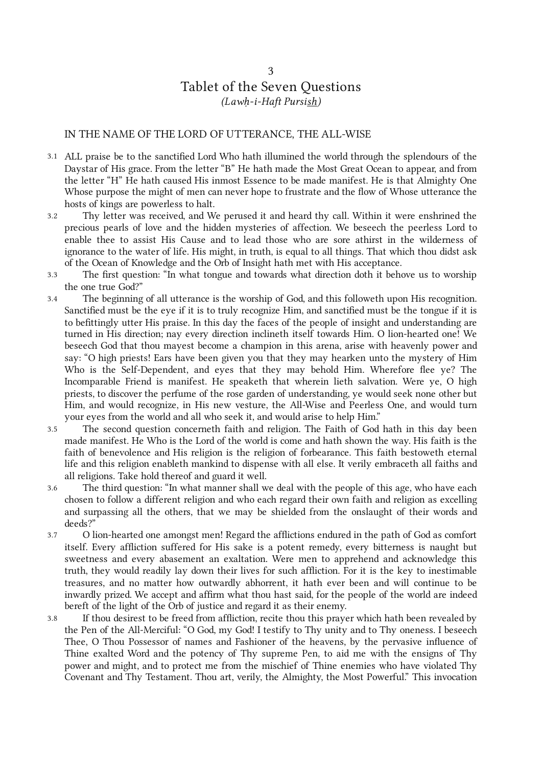# 3
# Tablet of the Seven Questions

*(Lawḥ-i-Haft Pursis͟h)*

IN THE NAME OF THE LORD OF UTTERANCE, THE ALL-WISE

3.1 ALL praise be to the sanctified Lord Who hath illumined the world through the splendours of the Daystar of His grace. From the letter "B" He hath made the Most Great Ocean to appear, and from the letter "H" He hath caused His inmost Essence to be made manifest. He is that Almighty One Whose purpose the might of men can never hope to frustrate and the flow of Whose utterance the hosts of kings are powerless to halt.

3.2 Thy letter was received, and We perused it and heard thy call. Within it were enshrined the precious pearls of love and the hidden mysteries of affection. We beseech the peerless Lord to enable thee to assist His Cause and to lead those who are sore athirst in the wilderness of ignorance to the water of life. His might, in truth, is equal to all things. That which thou didst ask of the Ocean of Knowledge and the Orb of Insight hath met with His acceptance.

3.3 The first question: "In what tongue and towards what direction doth it behove us to worship the one true God?"

3.4 The beginning of all utterance is the worship of God, and this followeth upon His recognition. Sanctified must be the eye if it is to truly recognize Him, and sanctified must be the tongue if it is to befittingly utter His praise. In this day the faces of the people of insight and understanding are turned in His direction; nay every direction inclineth itself towards Him. O lion-hearted one! We beseech God that thou mayest become a champion in this arena, arise with heavenly power and say: "O high priests! Ears have been given you that they may hearken unto the mystery of Him Who is the Self-Dependent, and eyes that they may behold Him. Wherefore flee ye? The Incomparable Friend is manifest. He speaketh that wherein lieth salvation. Were ye, O high priests, to discover the perfume of the rose garden of understanding, ye would seek none other but Him, and would recognize, in His new vesture, the All-Wise and Peerless One, and would turn your eyes from the world and all who seek it, and would arise to help Him."

3.5 The second question concerneth faith and religion. The Faith of God hath in this day been made manifest. He Who is the Lord of the world is come and hath shown the way. His faith is the faith of benevolence and His religion is the religion of forbearance. This faith bestoweth eternal life and this religion enableth mankind to dispense with all else. It verily embraceth all faiths and all religions. Take hold thereof and guard it well.

3.6 The third question: "In what manner shall we deal with the people of this age, who have each chosen to follow a different religion and who each regard their own faith and religion as excelling and surpassing all the others, that we may be shielded from the onslaught of their words and deeds?"

3.7 O lion-hearted one amongst men! Regard the afflictions endured in the path of God as comfort itself. Every affliction suffered for His sake is a potent remedy, every bitterness is naught but sweetness and every abasement an exaltation. Were men to apprehend and acknowledge this truth, they would readily lay down their lives for such affliction. For it is the key to inestimable treasures, and no matter how outwardly abhorrent, it hath ever been and will continue to be inwardly prized. We accept and affirm what thou hast said, for the people of the world are indeed bereft of the light of the Orb of justice and regard it as their enemy.

3.8 If thou desirest to be freed from affliction, recite thou this prayer which hath been revealed by the Pen of the All-Merciful: "O God, my God! I testify to Thy unity and to Thy oneness. I beseech Thee, O Thou Possessor of names and Fashioner of the heavens, by the pervasive influence of Thine exalted Word and the potency of Thy supreme Pen, to aid me with the ensigns of Thy power and might, and to protect me from the mischief of Thine enemies who have violated Thy Covenant and Thy Testament. Thou art, verily, the Almighty, the Most Powerful." This invocation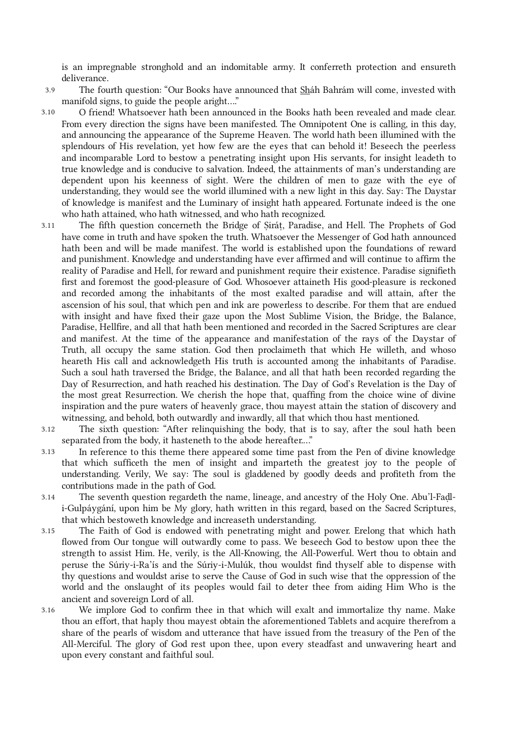is an impregnable stronghold and an indomitable army. It conferreth protection and ensureth deliverance.

3.9 The fourth question: “Our Books have announced that Sháh Bahrám will come, invested with manifold signs, to guide the people aright….”

3.10 O friend! Whatsoever hath been announced in the Books hath been revealed and made clear. From every direction the signs have been manifested. The Omnipotent One is calling, in this day, and announcing the appearance of the Supreme Heaven. The world hath been illumined with the splendours of His revelation, yet how few are the eyes that can behold it! Beseech the peerless and incomparable Lord to bestow a penetrating insight upon His servants, for insight leadeth to true knowledge and is conducive to salvation. Indeed, the attainments of man’s understanding are dependent upon his keenness of sight. Were the children of men to gaze with the eye of understanding, they would see the world illumined with a new light in this day. Say: The Daystar of knowledge is manifest and the Luminary of insight hath appeared. Fortunate indeed is the one who hath attained, who hath witnessed, and who hath recognized.

3.11 The fifth question concerneth the Bridge of Ṣiráṭ, Paradise, and Hell. The Prophets of God have come in truth and have spoken the truth. Whatsoever the Messenger of God hath announced hath been and will be made manifest. The world is established upon the foundations of reward and punishment. Knowledge and understanding have ever affirmed and will continue to affirm the reality of Paradise and Hell, for reward and punishment require their existence. Paradise signifieth first and foremost the good-pleasure of God. Whosoever attaineth His good-pleasure is reckoned and recorded among the inhabitants of the most exalted paradise and will attain, after the ascension of his soul, that which pen and ink are powerless to describe. For them that are endued with insight and have fixed their gaze upon the Most Sublime Vision, the Bridge, the Balance, Paradise, Hellfire, and all that hath been mentioned and recorded in the Sacred Scriptures are clear and manifest. At the time of the appearance and manifestation of the rays of the Daystar of Truth, all occupy the same station. God then proclaimeth that which He willeth, and whoso heareth His call and acknowledgeth His truth is accounted among the inhabitants of Paradise. Such a soul hath traversed the Bridge, the Balance, and all that hath been recorded regarding the Day of Resurrection, and hath reached his destination. The Day of God’s Revelation is the Day of the most great Resurrection. We cherish the hope that, quaffing from the choice wine of divine inspiration and the pure waters of heavenly grace, thou mayest attain the station of discovery and witnessing, and behold, both outwardly and inwardly, all that which thou hast mentioned.

3.12 The sixth question: “After relinquishing the body, that is to say, after the soul hath been separated from the body, it hasteneth to the abode hereafter….”

3.13 In reference to this theme there appeared some time past from the Pen of divine knowledge that which sufficeth the men of insight and imparteth the greatest joy to the people of understanding. Verily, We say: The soul is gladdened by goodly deeds and profiteth from the contributions made in the path of God.

3.14 The seventh question regardeth the name, lineage, and ancestry of the Holy One. Abu’l-Faḍl-i-Gulpáygání, upon him be My glory, hath written in this regard, based on the Sacred Scriptures, that which bestoweth knowledge and increaseth understanding.

3.15 The Faith of God is endowed with penetrating might and power. Erelong that which hath flowed from Our tongue will outwardly come to pass. We beseech God to bestow upon thee the strength to assist Him. He, verily, is the All-Knowing, the All-Powerful. Wert thou to obtain and peruse the Súriy-i-Ra’ís and the Súriy-i-Mulúk, thou wouldst find thyself able to dispense with thy questions and wouldst arise to serve the Cause of God in such wise that the oppression of the world and the onslaught of its peoples would fail to deter thee from aiding Him Who is the ancient and sovereign Lord of all.

3.16 We implore God to confirm thee in that which will exalt and immortalize thy name. Make thou an effort, that haply thou mayest obtain the aforementioned Tablets and acquire therefrom a share of the pearls of wisdom and utterance that have issued from the treasury of the Pen of the All-Merciful. The glory of God rest upon thee, upon every steadfast and unwavering heart and upon every constant and faithful soul.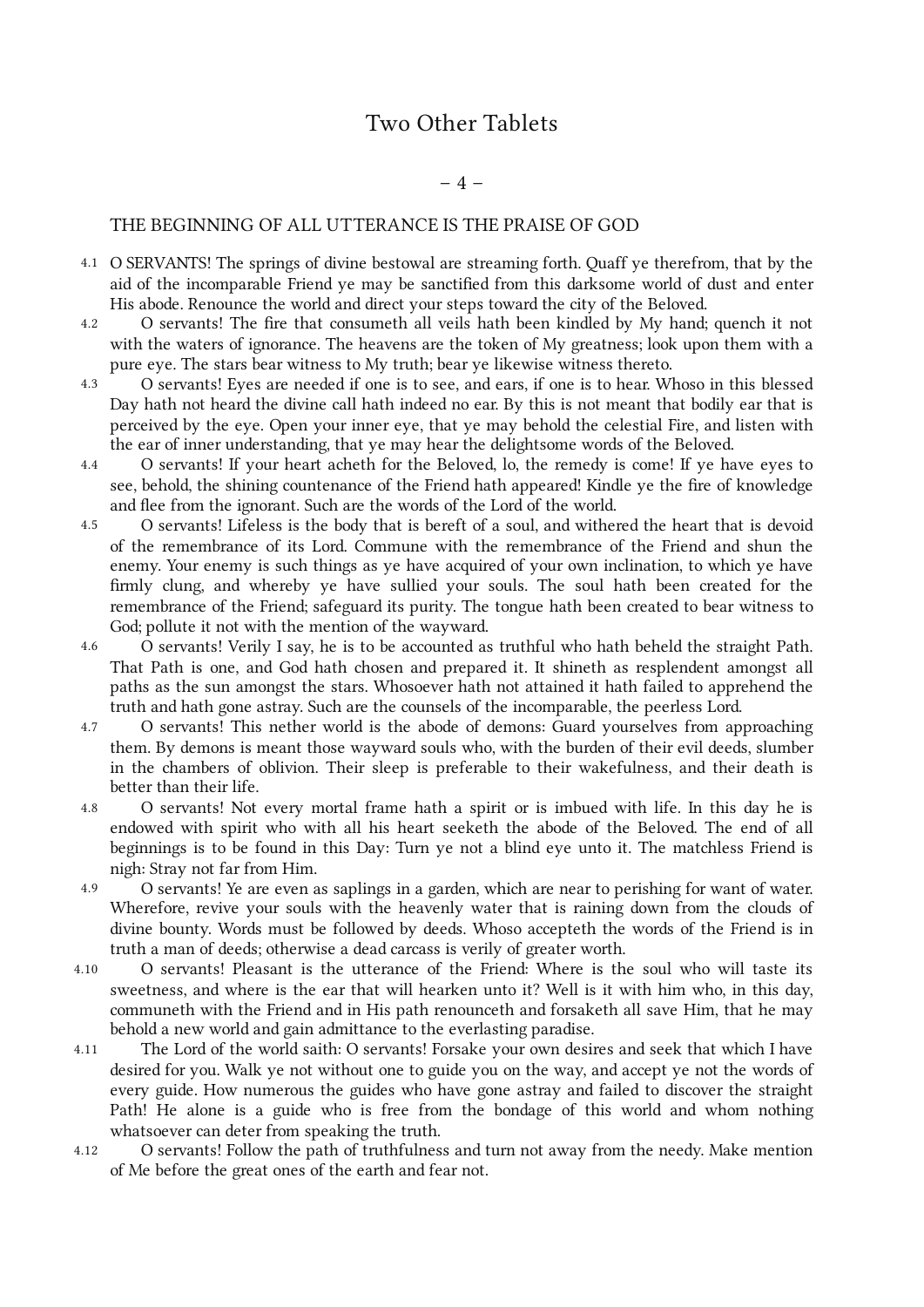# Two Other Tablets

## – 4 –

THE BEGINNING OF ALL UTTERANCE IS THE PRAISE OF GOD

4.1 O SERVANTS! The springs of divine bestowal are streaming forth. Quaff ye therefrom, that by the aid of the incomparable Friend ye may be sanctified from this darksome world of dust and enter His abode. Renounce the world and direct your steps toward the city of the Beloved.

4.2 O servants! The fire that consumeth all veils hath been kindled by My hand; quench it not with the waters of ignorance. The heavens are the token of My greatness; look upon them with a pure eye. The stars bear witness to My truth; bear ye likewise witness thereto.

4.3 O servants! Eyes are needed if one is to see, and ears, if one is to hear. Whoso in this blessed Day hath not heard the divine call hath indeed no ear. By this is not meant that bodily ear that is perceived by the eye. Open your inner eye, that ye may behold the celestial Fire, and listen with the ear of inner understanding, that ye may hear the delightsome words of the Beloved.

4.4 O servants! If your heart acheth for the Beloved, lo, the remedy is come! If ye have eyes to see, behold, the shining countenance of the Friend hath appeared! Kindle ye the fire of knowledge and flee from the ignorant. Such are the words of the Lord of the world.

4.5 O servants! Lifeless is the body that is bereft of a soul, and withered the heart that is devoid of the remembrance of its Lord. Commune with the remembrance of the Friend and shun the enemy. Your enemy is such things as ye have acquired of your own inclination, to which ye have firmly clung, and whereby ye have sullied your souls. The soul hath been created for the remembrance of the Friend; safeguard its purity. The tongue hath been created to bear witness to God; pollute it not with the mention of the wayward.

4.6 O servants! Verily I say, he is to be accounted as truthful who hath beheld the straight Path. That Path is one, and God hath chosen and prepared it. It shineth as resplendent amongst all paths as the sun amongst the stars. Whosoever hath not attained it hath failed to apprehend the truth and hath gone astray. Such are the counsels of the incomparable, the peerless Lord.

4.7 O servants! This nether world is the abode of demons: Guard yourselves from approaching them. By demons is meant those wayward souls who, with the burden of their evil deeds, slumber in the chambers of oblivion. Their sleep is preferable to their wakefulness, and their death is better than their life.

4.8 O servants! Not every mortal frame hath a spirit or is imbued with life. In this day he is endowed with spirit who with all his heart seeketh the abode of the Beloved. The end of all beginnings is to be found in this Day: Turn ye not a blind eye unto it. The matchless Friend is nigh: Stray not far from Him.

4.9 O servants! Ye are even as saplings in a garden, which are near to perishing for want of water. Wherefore, revive your souls with the heavenly water that is raining down from the clouds of divine bounty. Words must be followed by deeds. Whoso accepteth the words of the Friend is in truth a man of deeds; otherwise a dead carcass is verily of greater worth.

4.10 O servants! Pleasant is the utterance of the Friend: Where is the soul who will taste its sweetness, and where is the ear that will hearken unto it? Well is it with him who, in this day, communeth with the Friend and in His path renounceth and forsaketh all save Him, that he may behold a new world and gain admittance to the everlasting paradise.

4.11 The Lord of the world saith: O servants! Forsake your own desires and seek that which I have desired for you. Walk ye not without one to guide you on the way, and accept ye not the words of every guide. How numerous the guides who have gone astray and failed to discover the straight Path! He alone is a guide who is free from the bondage of this world and whom nothing whatsoever can deter from speaking the truth.

4.12 O servants! Follow the path of truthfulness and turn not away from the needy. Make mention of Me before the great ones of the earth and fear not.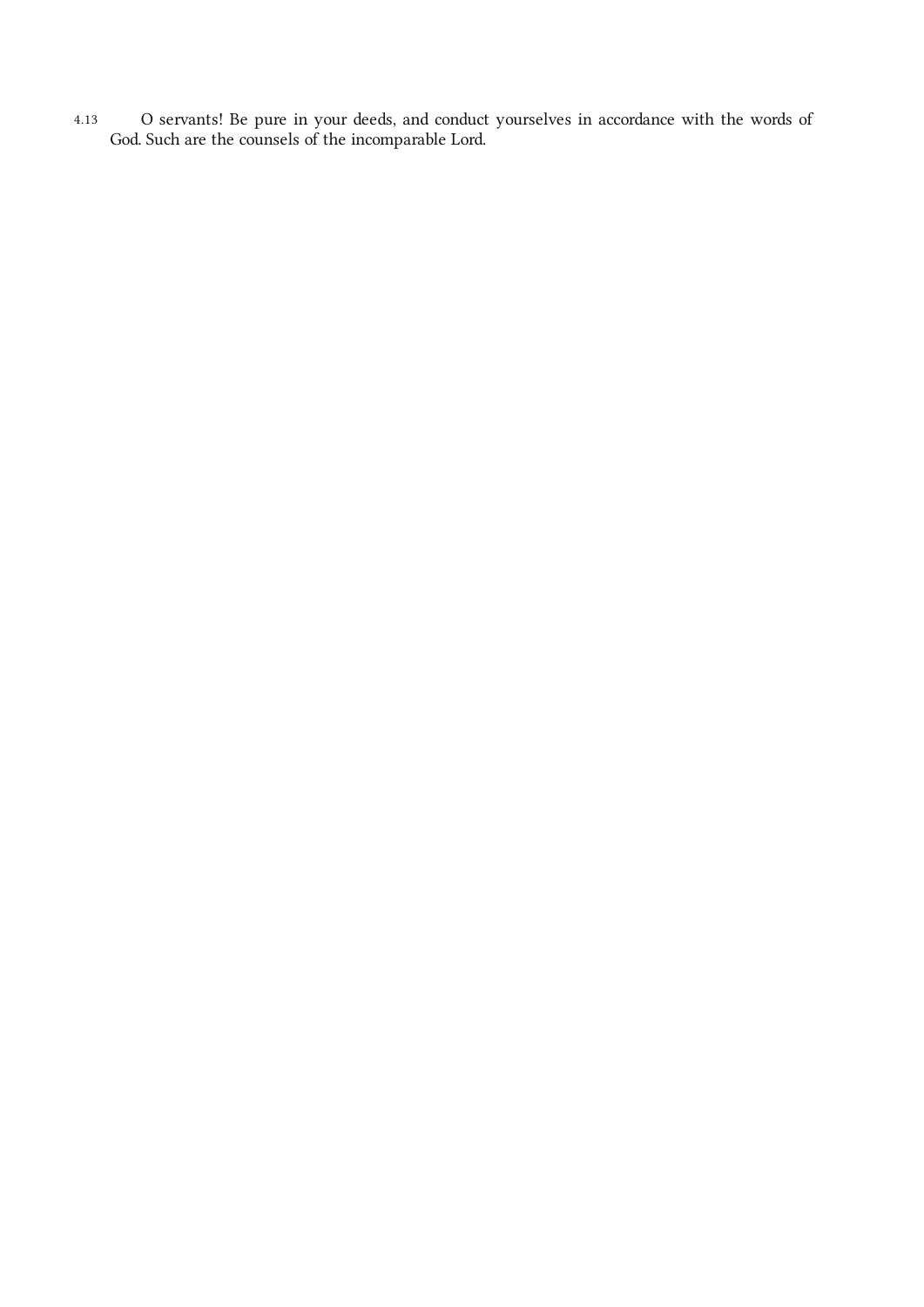4.13 O servants! Be pure in your deeds, and conduct yourselves in accordance with the words of God. Such are the counsels of the incomparable Lord.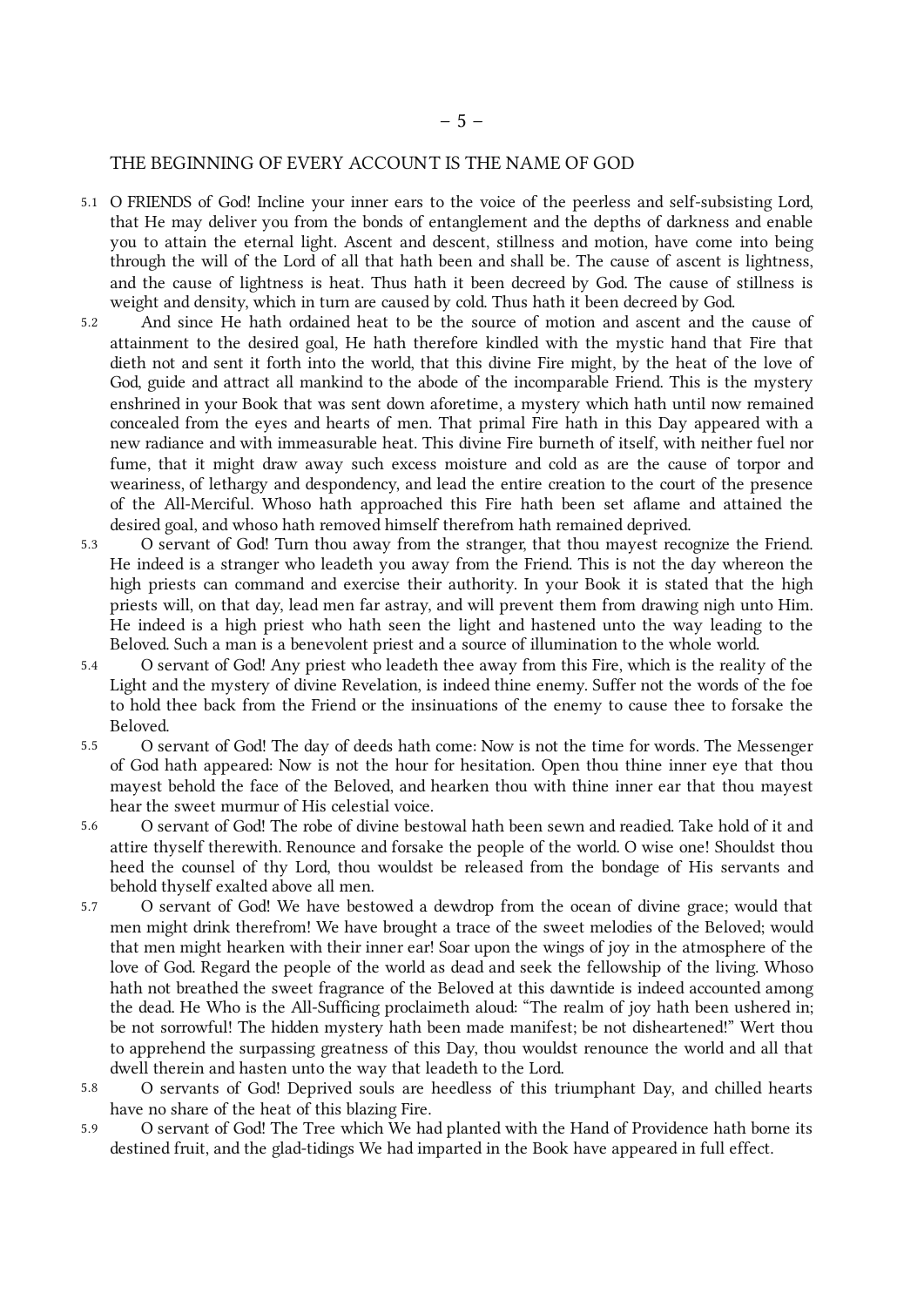## – 5 –

### THE BEGINNING OF EVERY ACCOUNT IS THE NAME OF GOD

5.1 O FRIENDS of God! Incline your inner ears to the voice of the peerless and self-subsisting Lord, that He may deliver you from the bonds of entanglement and the depths of darkness and enable you to attain the eternal light. Ascent and descent, stillness and motion, have come into being through the will of the Lord of all that hath been and shall be. The cause of ascent is lightness, and the cause of lightness is heat. Thus hath it been decreed by God. The cause of stillness is weight and density, which in turn are caused by cold. Thus hath it been decreed by God.

5.2 And since He hath ordained heat to be the source of motion and ascent and the cause of attainment to the desired goal, He hath therefore kindled with the mystic hand that Fire that dieth not and sent it forth into the world, that this divine Fire might, by the heat of the love of God, guide and attract all mankind to the abode of the incomparable Friend. This is the mystery enshrined in your Book that was sent down aforetime, a mystery which hath until now remained concealed from the eyes and hearts of men. That primal Fire hath in this Day appeared with a new radiance and with immeasurable heat. This divine Fire burneth of itself, with neither fuel nor fume, that it might draw away such excess moisture and cold as are the cause of torpor and weariness, of lethargy and despondency, and lead the entire creation to the court of the presence of the All-Merciful. Whoso hath approached this Fire hath been set aflame and attained the desired goal, and whoso hath removed himself therefrom hath remained deprived.

5.3 O servant of God! Turn thou away from the stranger, that thou mayest recognize the Friend. He indeed is a stranger who leadeth you away from the Friend. This is not the day whereon the high priests can command and exercise their authority. In your Book it is stated that the high priests will, on that day, lead men far astray, and will prevent them from drawing nigh unto Him. He indeed is a high priest who hath seen the light and hastened unto the way leading to the Beloved. Such a man is a benevolent priest and a source of illumination to the whole world.

5.4 O servant of God! Any priest who leadeth thee away from this Fire, which is the reality of the Light and the mystery of divine Revelation, is indeed thine enemy. Suffer not the words of the foe to hold thee back from the Friend or the insinuations of the enemy to cause thee to forsake the Beloved.

5.5 O servant of God! The day of deeds hath come: Now is not the time for words. The Messenger of God hath appeared: Now is not the hour for hesitation. Open thou thine inner eye that thou mayest behold the face of the Beloved, and hearken thou with thine inner ear that thou mayest hear the sweet murmur of His celestial voice.

5.6 O servant of God! The robe of divine bestowal hath been sewn and readied. Take hold of it and attire thyself therewith. Renounce and forsake the people of the world. O wise one! Shouldst thou heed the counsel of thy Lord, thou wouldst be released from the bondage of His servants and behold thyself exalted above all men.

5.7 O servant of God! We have bestowed a dewdrop from the ocean of divine grace; would that men might drink therefrom! We have brought a trace of the sweet melodies of the Beloved; would that men might hearken with their inner ear! Soar upon the wings of joy in the atmosphere of the love of God. Regard the people of the world as dead and seek the fellowship of the living. Whoso hath not breathed the sweet fragrance of the Beloved at this dawntide is indeed accounted among the dead. He Who is the All-Sufficing proclaimeth aloud: "The realm of joy hath been ushered in; be not sorrowful! The hidden mystery hath been made manifest; be not disheartened!" Wert thou to apprehend the surpassing greatness of this Day, thou wouldst renounce the world and all that dwell therein and hasten unto the way that leadeth to the Lord.

5.8 O servants of God! Deprived souls are heedless of this triumphant Day, and chilled hearts have no share of the heat of this blazing Fire.

5.9 O servant of God! The Tree which We had planted with the Hand of Providence hath borne its destined fruit, and the glad-tidings We had imparted in the Book have appeared in full effect.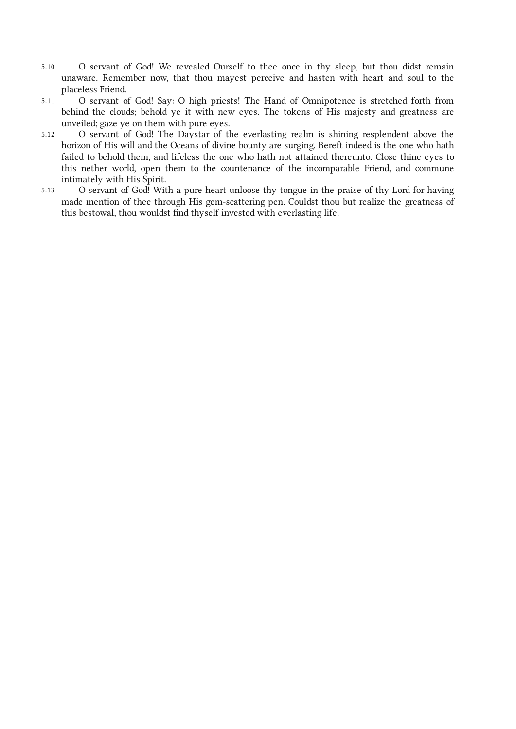5.10 O servant of God! We revealed Ourself to thee once in thy sleep, but thou didst remain unaware. Remember now, that thou mayest perceive and hasten with heart and soul to the placeless Friend.

5.11 O servant of God! Say: O high priests! The Hand of Omnipotence is stretched forth from behind the clouds; behold ye it with new eyes. The tokens of His majesty and greatness are unveiled; gaze ye on them with pure eyes.

5.12 O servant of God! The Daystar of the everlasting realm is shining resplendent above the horizon of His will and the Oceans of divine bounty are surging. Bereft indeed is the one who hath failed to behold them, and lifeless the one who hath not attained thereunto. Close thine eyes to this nether world, open them to the countenance of the incomparable Friend, and commune intimately with His Spirit.

5.13 O servant of God! With a pure heart unloose thy tongue in the praise of thy Lord for having made mention of thee through His gem-scattering pen. Couldst thou but realize the greatness of this bestowal, thou wouldst find thyself invested with everlasting life.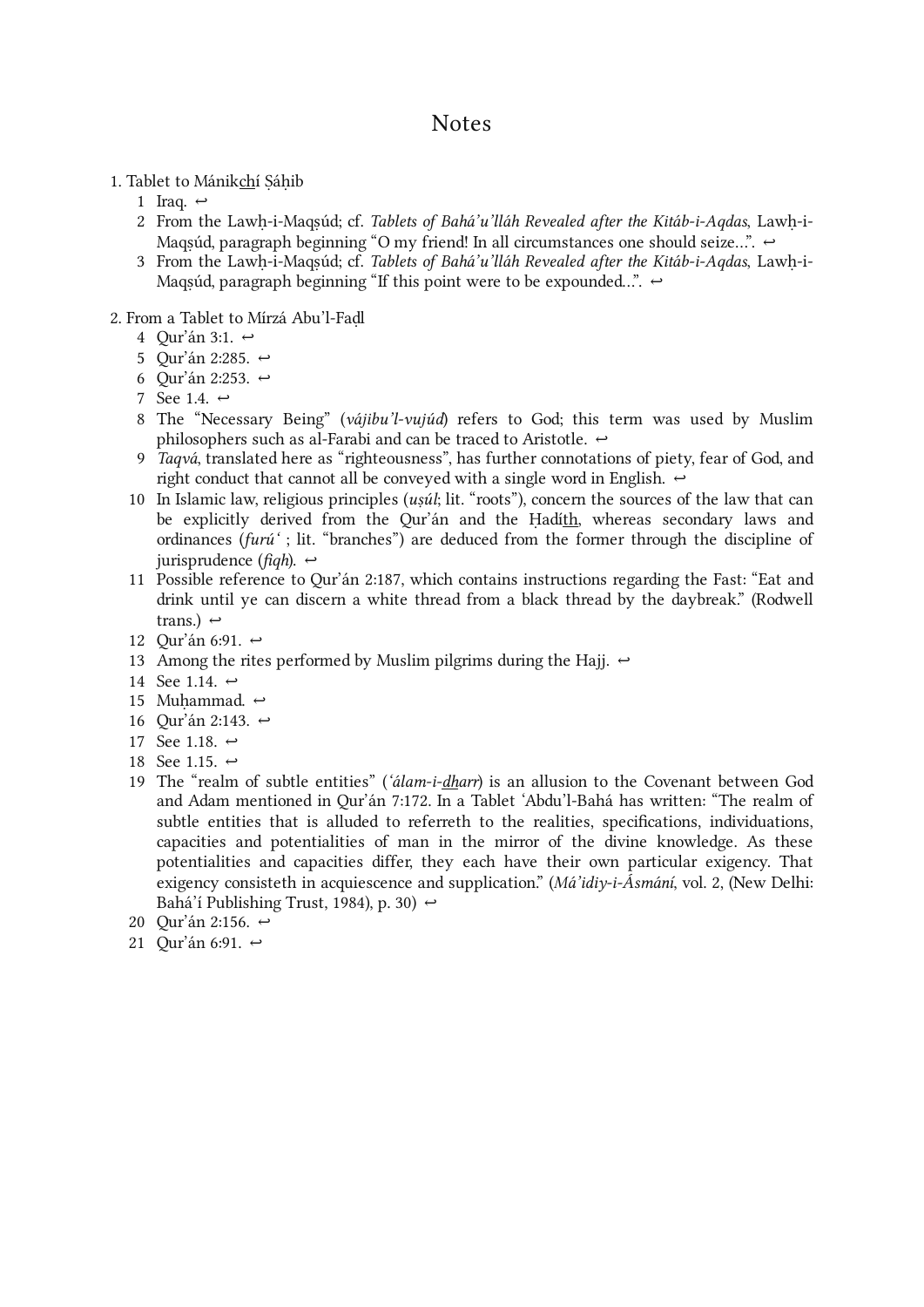# Notes

1. Tablet to Mánikchí Ṣáḥib
   1. Iraq. ↩
   2. From the Lawḥ-i-Maqṣúd; cf. *Tablets of Bahá'u'lláh Revealed after the Kitáb-i-Aqdas*, Lawḥ-i-Maqṣúd, paragraph beginning "O my friend! In all circumstances one should seize…". ↩
   3. From the Lawḥ-i-Maqṣúd; cf. *Tablets of Bahá'u'lláh Revealed after the Kitáb-i-Aqdas*, Lawḥ-i-Maqṣúd, paragraph beginning "If this point were to be expounded…". ↩

2. From a Tablet to Mírzá Abu'l-Faḍl
   4. Qur'án 3:1. ↩
   5. Qur'án 2:285. ↩
   6. Qur'án 2:253. ↩
   7. See 1.4. ↩
   8. The "Necessary Being" (*vájibu'l-vujúd*) refers to God; this term was used by Muslim philosophers such as al-Farabi and can be traced to Aristotle. ↩
   9. *Taqvá*, translated here as "righteousness", has further connotations of piety, fear of God, and right conduct that cannot all be conveyed with a single word in English. ↩
   10. In Islamic law, religious principles (*uṣúl*; lit. "roots"), concern the sources of the law that can be explicitly derived from the Qur'án and the Ḥadíth, whereas secondary laws and ordinances (*furú'* ; lit. "branches") are deduced from the former through the discipline of jurisprudence (*fiqh*). ↩
   11. Possible reference to Qur'án 2:187, which contains instructions regarding the Fast: "Eat and drink until ye can discern a white thread from a black thread by the daybreak." (Rodwell trans.) ↩
   12. Qur'án 6:91. ↩
   13. Among the rites performed by Muslim pilgrims during the Hajj. ↩
   14. See 1.14. ↩
   15. Muḥammad. ↩
   16. Qur'án 2:143. ↩
   17. See 1.18. ↩
   18. See 1.15. ↩
   19. The "realm of subtle entities" (*'álam-i-dharr*) is an allusion to the Covenant between God and Adam mentioned in Qur'án 7:172. In a Tablet 'Abdu'l-Bahá has written: "The realm of subtle entities that is alluded to referreth to the realities, specifications, individuations, capacities and potentialities of man in the mirror of the divine knowledge. As these potentialities and capacities differ, they each have their own particular exigency. That exigency consisteth in acquiescence and supplication." (*Má'idiy-i-Ásmání*, vol. 2, (New Delhi: Bahá'í Publishing Trust, 1984), p. 30) ↩
   20. Qur'án 2:156. ↩
   21. Qur'án 6:91. ↩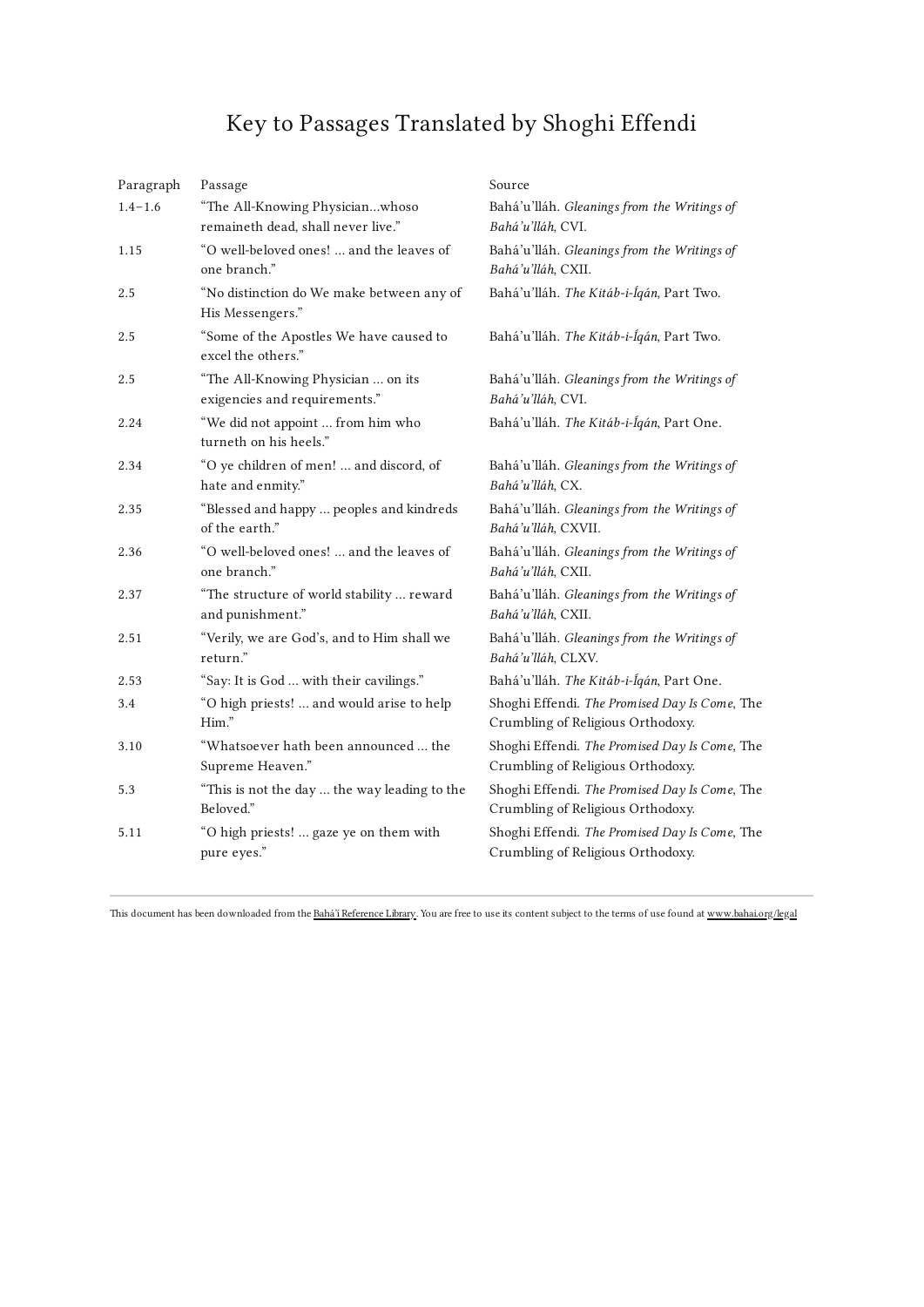# Key to Passages Translated by Shoghi Effendi

| Paragraph | Passage | Source |
| --- | --- | --- |
| 1.4–1.6 | “The All-Knowing Physician…whoso remaineth dead, shall never live.” | Bahá’u’lláh. *Gleanings from the Writings of Bahá’u’lláh*, CVI. |
| 1.15 | “O well-beloved ones! … and the leaves of one branch.” | Bahá’u’lláh. *Gleanings from the Writings of Bahá’u’lláh*, CXII. |
| 2.5 | “No distinction do We make between any of His Messengers.” | Bahá’u’lláh. *The Kitáb-i-Íqán*, Part Two. |
| 2.5 | “Some of the Apostles We have caused to excel the others.” | Bahá’u’lláh. *The Kitáb-i-Íqán*, Part Two. |
| 2.5 | “The All-Knowing Physician … on its exigencies and requirements.” | Bahá’u’lláh. *Gleanings from the Writings of Bahá’u’lláh*, CVI. |
| 2.24 | “We did not appoint … from him who turneth on his heels.” | Bahá’u’lláh. *The Kitáb-i-Íqán*, Part One. |
| 2.34 | “O ye children of men! … and discord, of hate and enmity.” | Bahá’u’lláh. *Gleanings from the Writings of Bahá’u’lláh*, CX. |
| 2.35 | “Blessed and happy … peoples and kindreds of the earth.” | Bahá’u’lláh. *Gleanings from the Writings of Bahá’u’lláh*, CXVII. |
| 2.36 | “O well-beloved ones! … and the leaves of one branch.” | Bahá’u’lláh. *Gleanings from the Writings of Bahá’u’lláh*, CXII. |
| 2.37 | “The structure of world stability … reward and punishment.” | Bahá’u’lláh. *Gleanings from the Writings of Bahá’u’lláh*, CXII. |
| 2.51 | “Verily, we are God’s, and to Him shall we return.” | Bahá’u’lláh. *Gleanings from the Writings of Bahá’u’lláh*, CLXV. |
| 2.53 | “Say: It is God … with their cavilings.” | Bahá’u’lláh. *The Kitáb-i-Íqán*, Part One. |
| 3.4 | “O high priests! … and would arise to help Him.” | Shoghi Effendi. *The Promised Day Is Come*, The Crumbling of Religious Orthodoxy. |
| 3.10 | “Whatsoever hath been announced … the Supreme Heaven.” | Shoghi Effendi. *The Promised Day Is Come*, The Crumbling of Religious Orthodoxy. |
| 5.3 | “This is not the day … the way leading to the Beloved.” | Shoghi Effendi. *The Promised Day Is Come*, The Crumbling of Religious Orthodoxy. |
| 5.11 | “O high priests! … gaze ye on them with pure eyes.” | Shoghi Effendi. *The Promised Day Is Come*, The Crumbling of Religious Orthodoxy. |

This document has been downloaded from the Bahá’í Reference Library. You are free to use its content subject to the terms of use found at www.bahai.org/legal